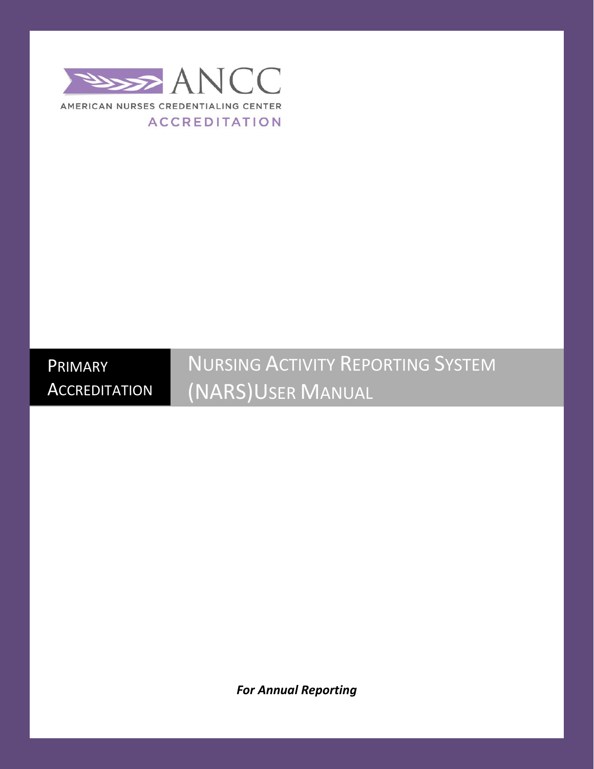ANCC

AMERICAN NURSES CREDENTIALING CENTER

ACCREDITATION

**PRIMARY ACCREDITATION**

# NURSING ACTIVITY REPORTING SYSTEM (NARS)USER MANUAL

***For Annual Reporting***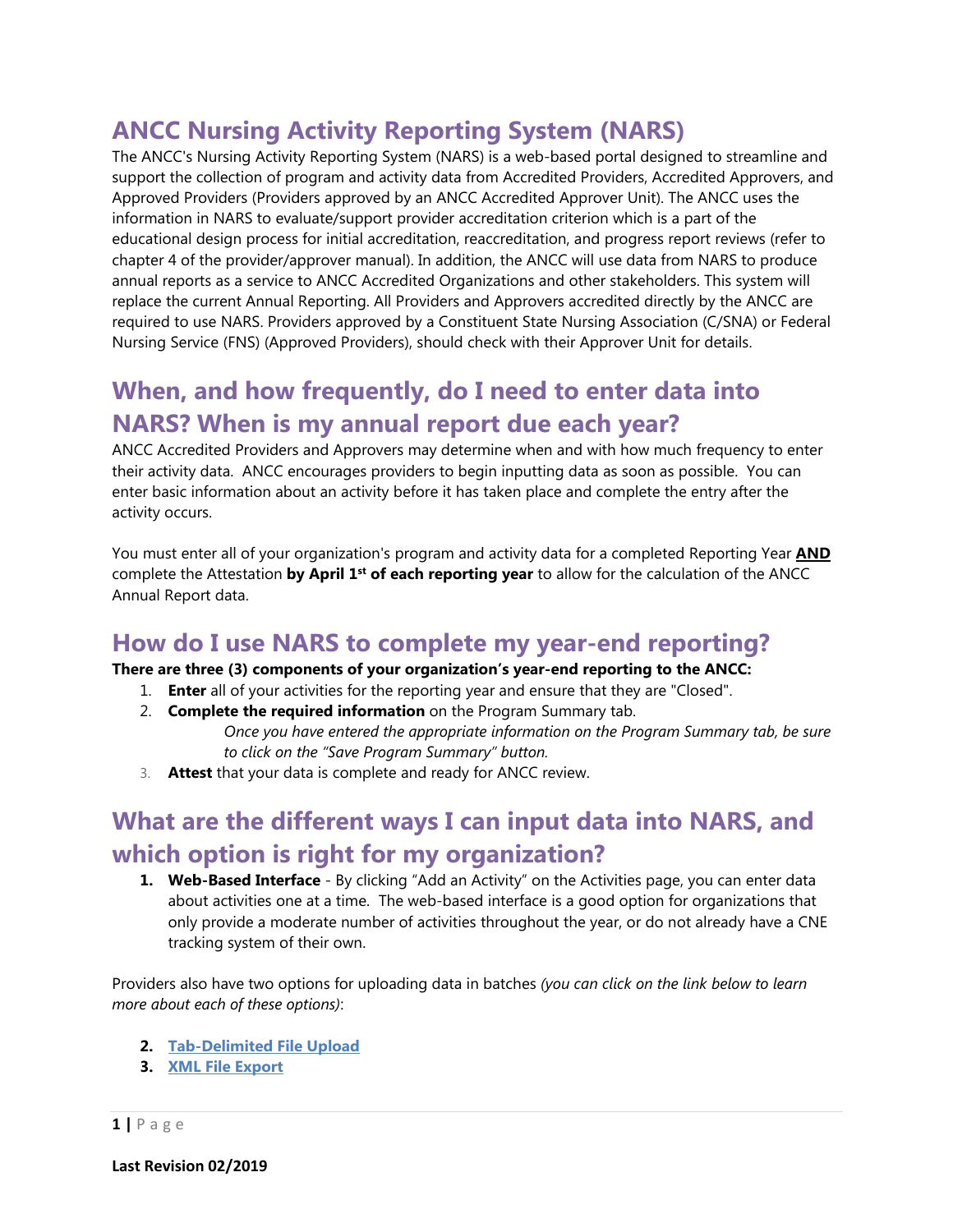# ANCC Nursing Activity Reporting System (NARS)

The ANCC's Nursing Activity Reporting System (NARS) is a web-based portal designed to streamline and support the collection of program and activity data from Accredited Providers, Accredited Approvers, and Approved Providers (Providers approved by an ANCC Accredited Approver Unit). The ANCC uses the information in NARS to evaluate/support provider accreditation criterion which is a part of the educational design process for initial accreditation, reaccreditation, and progress report reviews (refer to chapter 4 of the provider/approver manual). In addition, the ANCC will use data from NARS to produce annual reports as a service to ANCC Accredited Organizations and other stakeholders. This system will replace the current Annual Reporting. All Providers and Approvers accredited directly by the ANCC are required to use NARS. Providers approved by a Constituent State Nursing Association (C/SNA) or Federal Nursing Service (FNS) (Approved Providers), should check with their Approver Unit for details.

# When, and how frequently, do I need to enter data into NARS? When is my annual report due each year?

ANCC Accredited Providers and Approvers may determine when and with how much frequency to enter their activity data. ANCC encourages providers to begin inputting data as soon as possible. You can enter basic information about an activity before it has taken place and complete the entry after the activity occurs.

You must enter all of your organization's program and activity data for a completed Reporting Year **AND** complete the Attestation **by April 1st of each reporting year** to allow for the calculation of the ANCC Annual Report data.

# How do I use NARS to complete my year-end reporting?

**There are three (3) components of your organization's year-end reporting to the ANCC:**

1. **Enter** all of your activities for the reporting year and ensure that they are "Closed".
2. **Complete the required information** on the Program Summary tab.
   *Once you have entered the appropriate information on the Program Summary tab, be sure to click on the "Save Program Summary" button.*
3. **Attest** that your data is complete and ready for ANCC review.

# What are the different ways I can input data into NARS, and which option is right for my organization?

1. **Web-Based Interface** - By clicking "Add an Activity" on the Activities page, you can enter data about activities one at a time. The web-based interface is a good option for organizations that only provide a moderate number of activities throughout the year, or do not already have a CNE tracking system of their own.

Providers also have two options for uploading data in batches *(you can click on the link below to learn more about each of these options)*:

2. **Tab-Delimited File Upload**
3. **XML File Export**

**Last Revision 02/2019**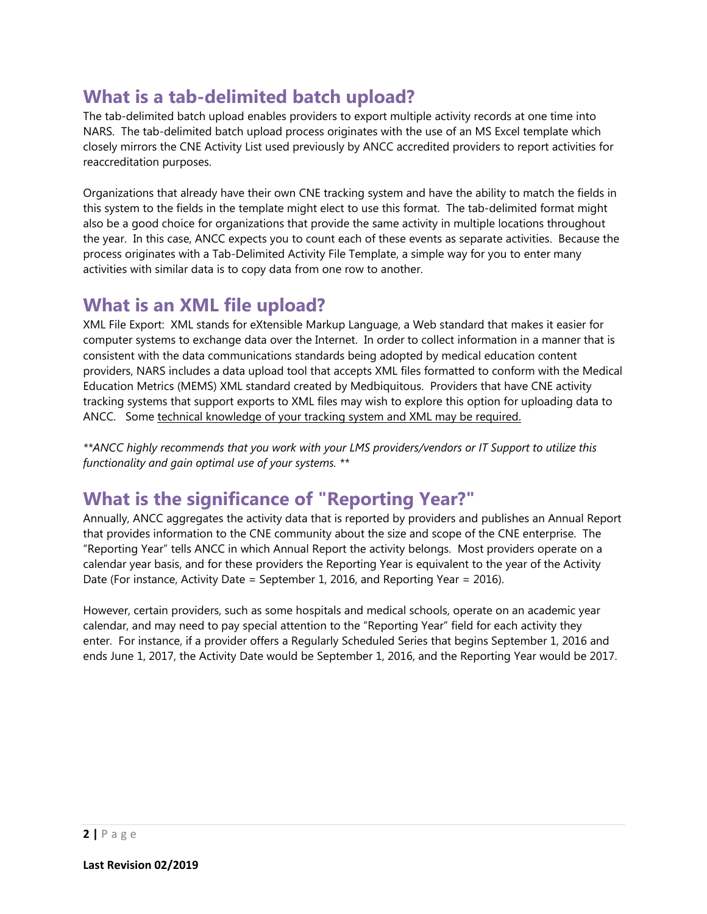## What is a tab-delimited batch upload?

The tab-delimited batch upload enables providers to export multiple activity records at one time into NARS. The tab-delimited batch upload process originates with the use of an MS Excel template which closely mirrors the CNE Activity List used previously by ANCC accredited providers to report activities for reaccreditation purposes.

Organizations that already have their own CNE tracking system and have the ability to match the fields in this system to the fields in the template might elect to use this format. The tab-delimited format might also be a good choice for organizations that provide the same activity in multiple locations throughout the year. In this case, ANCC expects you to count each of these events as separate activities. Because the process originates with a Tab-Delimited Activity File Template, a simple way for you to enter many activities with similar data is to copy data from one row to another.

## What is an XML file upload?

XML File Export: XML stands for eXtensible Markup Language, a Web standard that makes it easier for computer systems to exchange data over the Internet. In order to collect information in a manner that is consistent with the data communications standards being adopted by medical education content providers, NARS includes a data upload tool that accepts XML files formatted to conform with the Medical Education Metrics (MEMS) XML standard created by Medbiquitous. Providers that have CNE activity tracking systems that support exports to XML files may wish to explore this option for uploading data to ANCC. Some technical knowledge of your tracking system and XML may be required.

*\*\*ANCC highly recommends that you work with your LMS providers/vendors or IT Support to utilize this functionality and gain optimal use of your systems. \*\**

## What is the significance of "Reporting Year?"

Annually, ANCC aggregates the activity data that is reported by providers and publishes an Annual Report that provides information to the CNE community about the size and scope of the CNE enterprise. The "Reporting Year" tells ANCC in which Annual Report the activity belongs. Most providers operate on a calendar year basis, and for these providers the Reporting Year is equivalent to the year of the Activity Date (For instance, Activity Date = September 1, 2016, and Reporting Year = 2016).

However, certain providers, such as some hospitals and medical schools, operate on an academic year calendar, and may need to pay special attention to the "Reporting Year" field for each activity they enter. For instance, if a provider offers a Regularly Scheduled Series that begins September 1, 2016 and ends June 1, 2017, the Activity Date would be September 1, 2016, and the Reporting Year would be 2017.

**Last Revision 02/2019**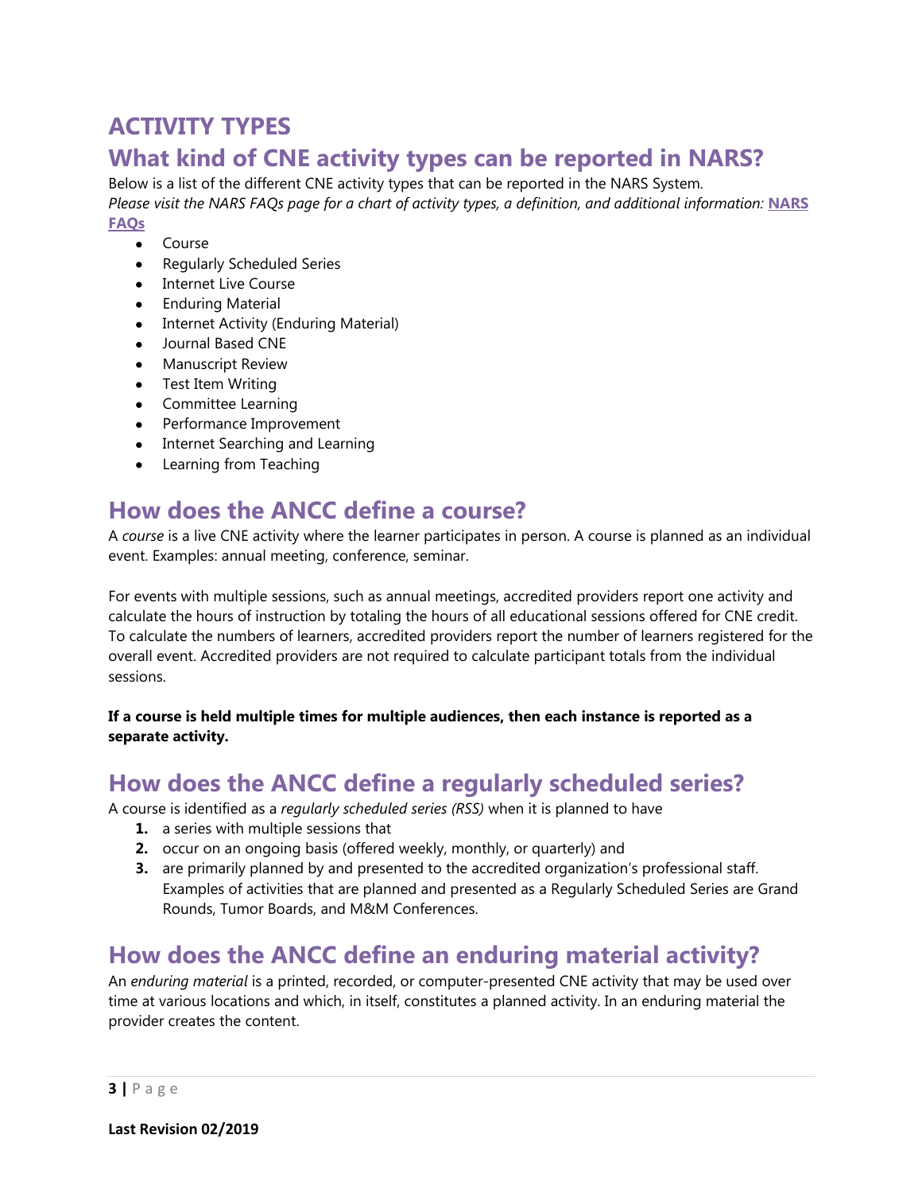# ACTIVITY TYPES

## What kind of CNE activity types can be reported in NARS?

Below is a list of the different CNE activity types that can be reported in the NARS System.
*Please visit the NARS FAQs page for a chart of activity types, a definition, and additional information:* **NARS FAQs**

- Course
- Regularly Scheduled Series
- Internet Live Course
- Enduring Material
- Internet Activity (Enduring Material)
- Journal Based CNE
- Manuscript Review
- Test Item Writing
- Committee Learning
- Performance Improvement
- Internet Searching and Learning
- Learning from Teaching

## How does the ANCC define a course?

A *course* is a live CNE activity where the learner participates in person. A course is planned as an individual event. Examples: annual meeting, conference, seminar.

For events with multiple sessions, such as annual meetings, accredited providers report one activity and calculate the hours of instruction by totaling the hours of all educational sessions offered for CNE credit. To calculate the numbers of learners, accredited providers report the number of learners registered for the overall event. Accredited providers are not required to calculate participant totals from the individual sessions.

**If a course is held multiple times for multiple audiences, then each instance is reported as a separate activity.**

## How does the ANCC define a regularly scheduled series?

A course is identified as a *regularly scheduled series (RSS)* when it is planned to have

1. a series with multiple sessions that
2. occur on an ongoing basis (offered weekly, monthly, or quarterly) and
3. are primarily planned by and presented to the accredited organization's professional staff. Examples of activities that are planned and presented as a Regularly Scheduled Series are Grand Rounds, Tumor Boards, and M&M Conferences.

## How does the ANCC define an enduring material activity?

An *enduring material* is a printed, recorded, or computer-presented CNE activity that may be used over time at various locations and which, in itself, constitutes a planned activity. In an enduring material the provider creates the content.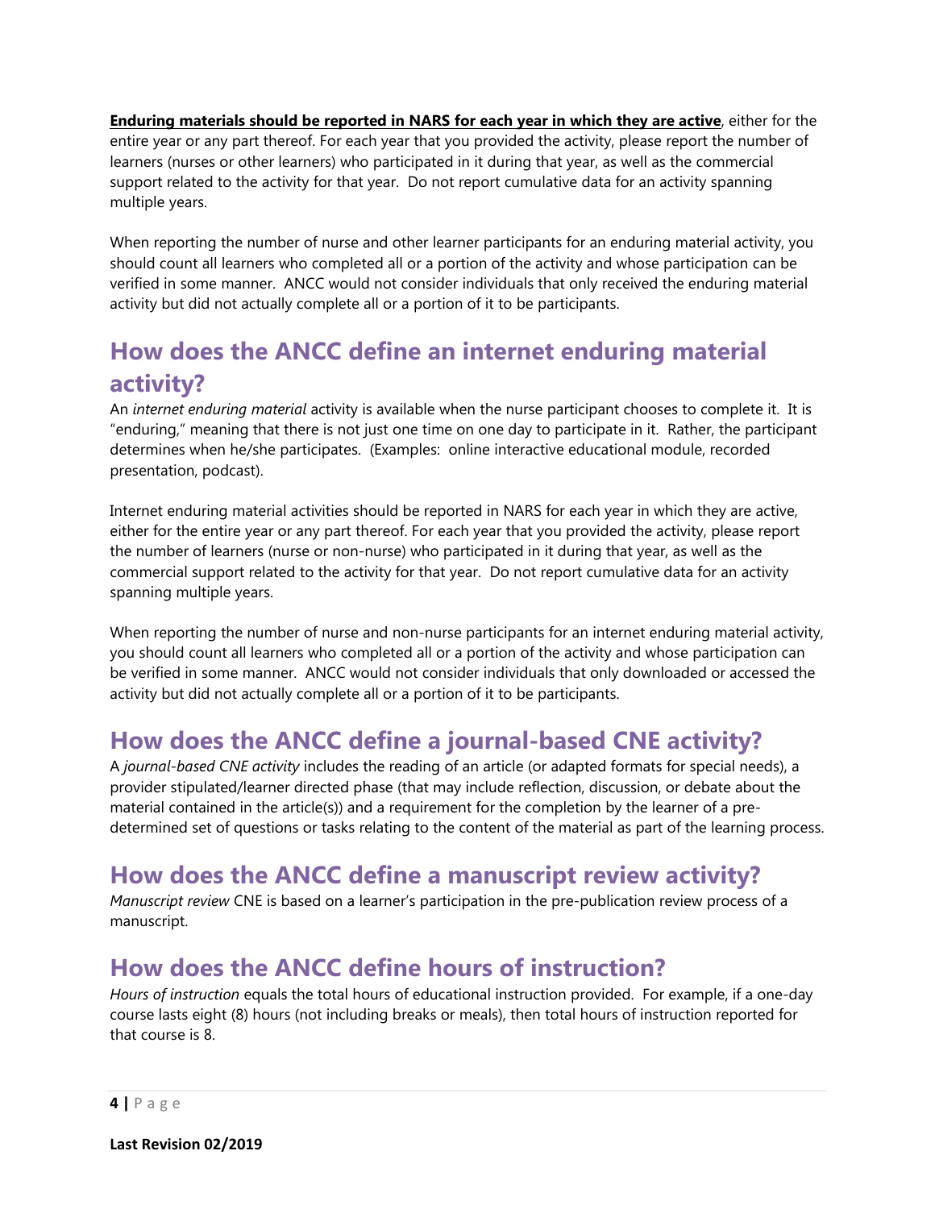**<u>Enduring materials should be reported in NARS for each year in which they are active</u>**, either for the entire year or any part thereof. For each year that you provided the activity, please report the number of learners (nurses or other learners) who participated in it during that year, as well as the commercial support related to the activity for that year. Do not report cumulative data for an activity spanning multiple years.

When reporting the number of nurse and other learner participants for an enduring material activity, you should count all learners who completed all or a portion of the activity and whose participation can be verified in some manner. ANCC would not consider individuals that only received the enduring material activity but did not actually complete all or a portion of it to be participants.

## How does the ANCC define an internet enduring material activity?

An *internet enduring material* activity is available when the nurse participant chooses to complete it. It is "enduring," meaning that there is not just one time on one day to participate in it. Rather, the participant determines when he/she participates. (Examples: online interactive educational module, recorded presentation, podcast).

Internet enduring material activities should be reported in NARS for each year in which they are active, either for the entire year or any part thereof. For each year that you provided the activity, please report the number of learners (nurse or non-nurse) who participated in it during that year, as well as the commercial support related to the activity for that year. Do not report cumulative data for an activity spanning multiple years.

When reporting the number of nurse and non-nurse participants for an internet enduring material activity, you should count all learners who completed all or a portion of the activity and whose participation can be verified in some manner. ANCC would not consider individuals that only downloaded or accessed the activity but did not actually complete all or a portion of it to be participants.

## How does the ANCC define a journal-based CNE activity?

A *journal-based CNE activity* includes the reading of an article (or adapted formats for special needs), a provider stipulated/learner directed phase (that may include reflection, discussion, or debate about the material contained in the article(s)) and a requirement for the completion by the learner of a pre-determined set of questions or tasks relating to the content of the material as part of the learning process.

## How does the ANCC define a manuscript review activity?

*Manuscript review* CNE is based on a learner's participation in the pre-publication review process of a manuscript.

## How does the ANCC define hours of instruction?

*Hours of instruction* equals the total hours of educational instruction provided. For example, if a one-day course lasts eight (8) hours (not including breaks or meals), then total hours of instruction reported for that course is 8.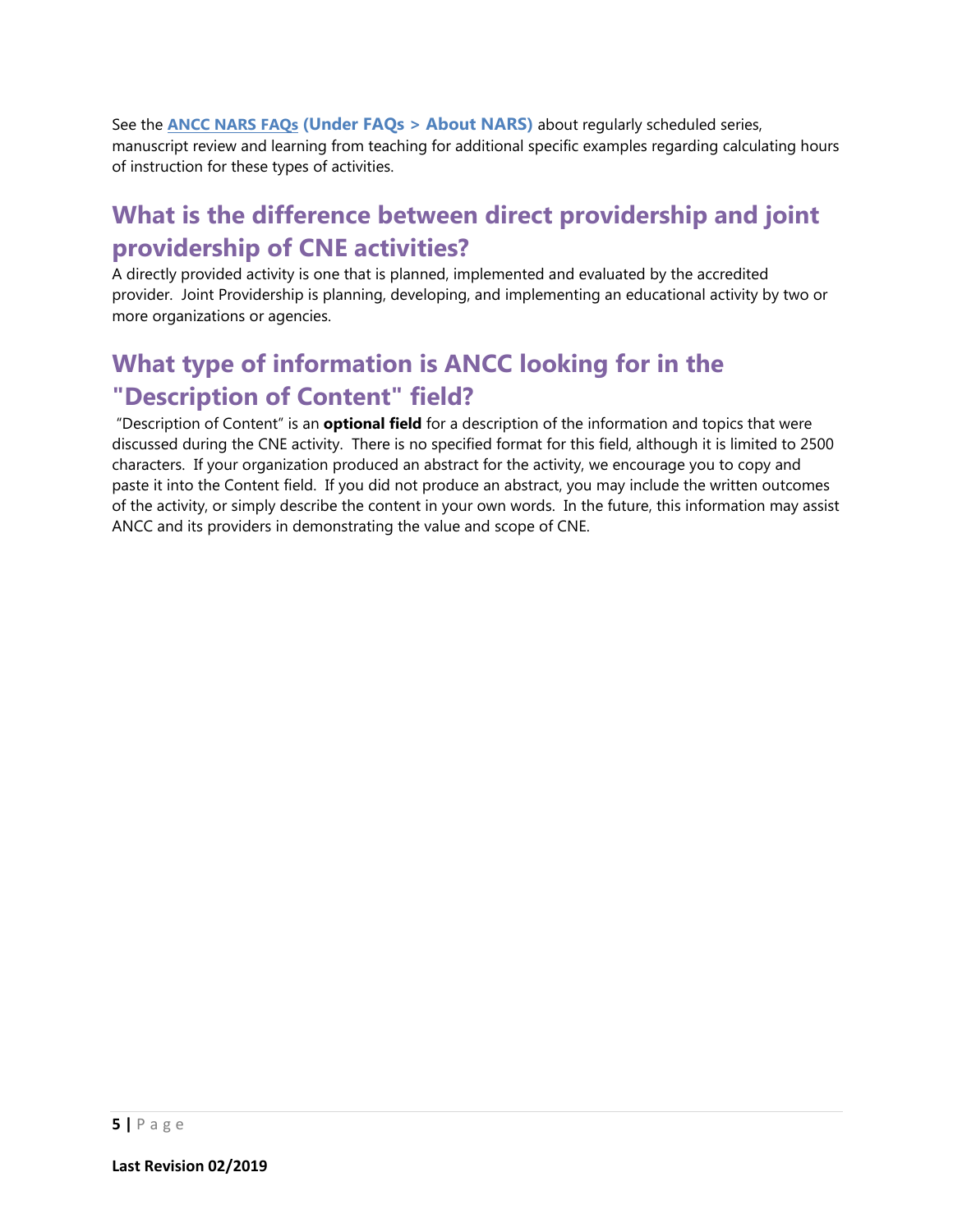See the **ANCC NARS FAQs (Under FAQs > About NARS)** about regularly scheduled series, manuscript review and learning from teaching for additional specific examples regarding calculating hours of instruction for these types of activities.

## What is the difference between direct providership and joint providership of CNE activities?

A directly provided activity is one that is planned, implemented and evaluated by the accredited provider. Joint Providership is planning, developing, and implementing an educational activity by two or more organizations or agencies.

## What type of information is ANCC looking for in the "Description of Content" field?

"Description of Content" is an **optional field** for a description of the information and topics that were discussed during the CNE activity. There is no specified format for this field, although it is limited to 2500 characters. If your organization produced an abstract for the activity, we encourage you to copy and paste it into the Content field. If you did not produce an abstract, you may include the written outcomes of the activity, or simply describe the content in your own words. In the future, this information may assist ANCC and its providers in demonstrating the value and scope of CNE.

**Last Revision 02/2019**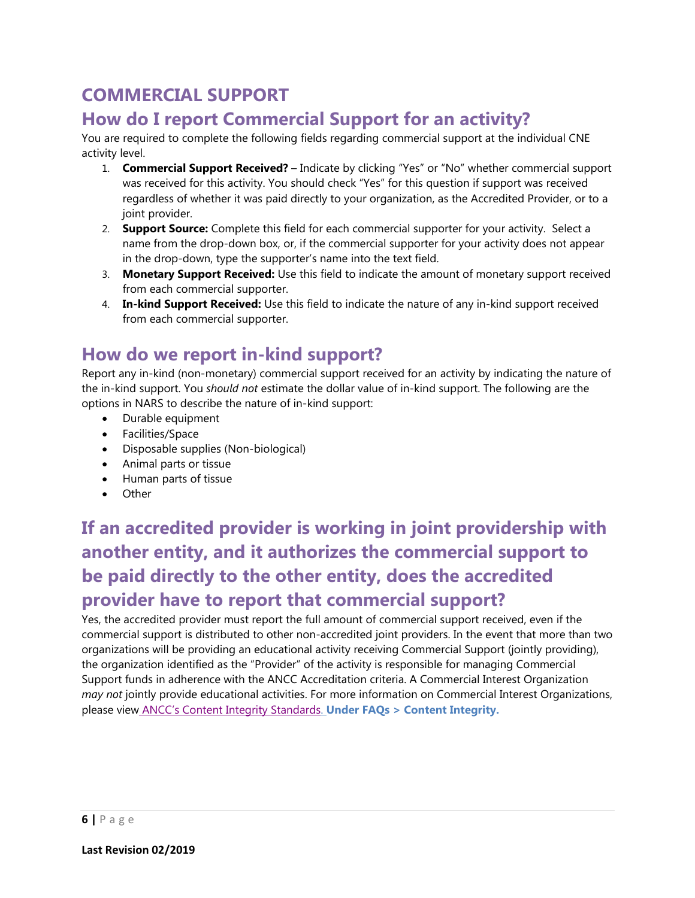# COMMERCIAL SUPPORT

## How do I report Commercial Support for an activity?

You are required to complete the following fields regarding commercial support at the individual CNE activity level.

1. **Commercial Support Received?** – Indicate by clicking "Yes" or "No" whether commercial support was received for this activity. You should check "Yes" for this question if support was received regardless of whether it was paid directly to your organization, as the Accredited Provider, or to a joint provider.
2. **Support Source:** Complete this field for each commercial supporter for your activity. Select a name from the drop-down box, or, if the commercial supporter for your activity does not appear in the drop-down, type the supporter's name into the text field.
3. **Monetary Support Received:** Use this field to indicate the amount of monetary support received from each commercial supporter.
4. **In-kind Support Received:** Use this field to indicate the nature of any in-kind support received from each commercial supporter.

## How do we report in-kind support?

Report any in-kind (non-monetary) commercial support received for an activity by indicating the nature of the in-kind support. You *should not* estimate the dollar value of in-kind support. The following are the options in NARS to describe the nature of in-kind support:

- Durable equipment
- Facilities/Space
- Disposable supplies (Non-biological)
- Animal parts or tissue
- Human parts of tissue
- Other

## If an accredited provider is working in joint providership with another entity, and it authorizes the commercial support to be paid directly to the other entity, does the accredited provider have to report that commercial support?

Yes, the accredited provider must report the full amount of commercial support received, even if the commercial support is distributed to other non-accredited joint providers. In the event that more than two organizations will be providing an educational activity receiving Commercial Support (jointly providing), the organization identified as the "Provider" of the activity is responsible for managing Commercial Support funds in adherence with the ANCC Accreditation criteria. A Commercial Interest Organization *may not* jointly provide educational activities. For more information on Commercial Interest Organizations, please view ANCC's Content Integrity Standards. **Under FAQs > Content Integrity.**

Last Revision 02/2019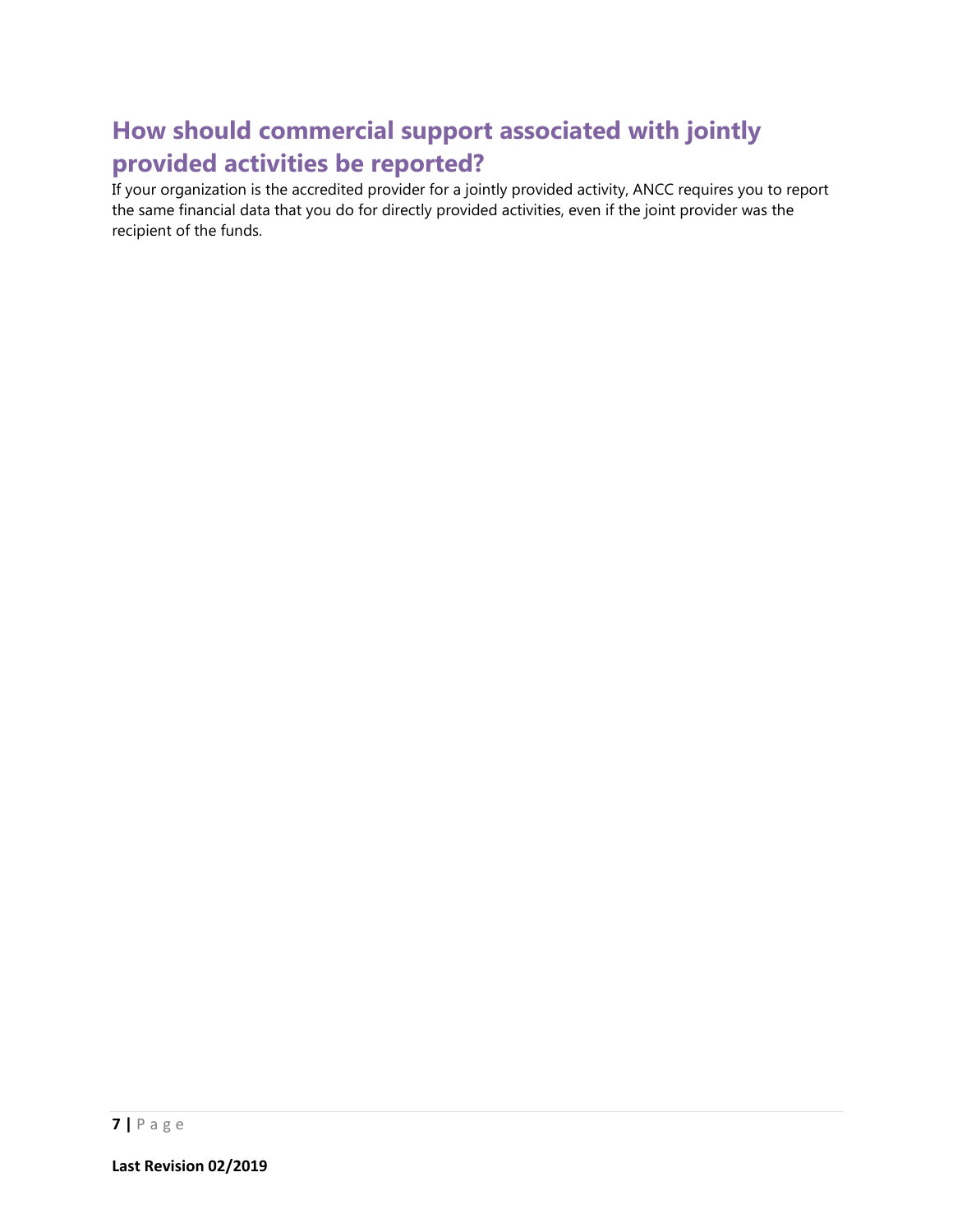## How should commercial support associated with jointly provided activities be reported?

If your organization is the accredited provider for a jointly provided activity, ANCC requires you to report the same financial data that you do for directly provided activities, even if the joint provider was the recipient of the funds.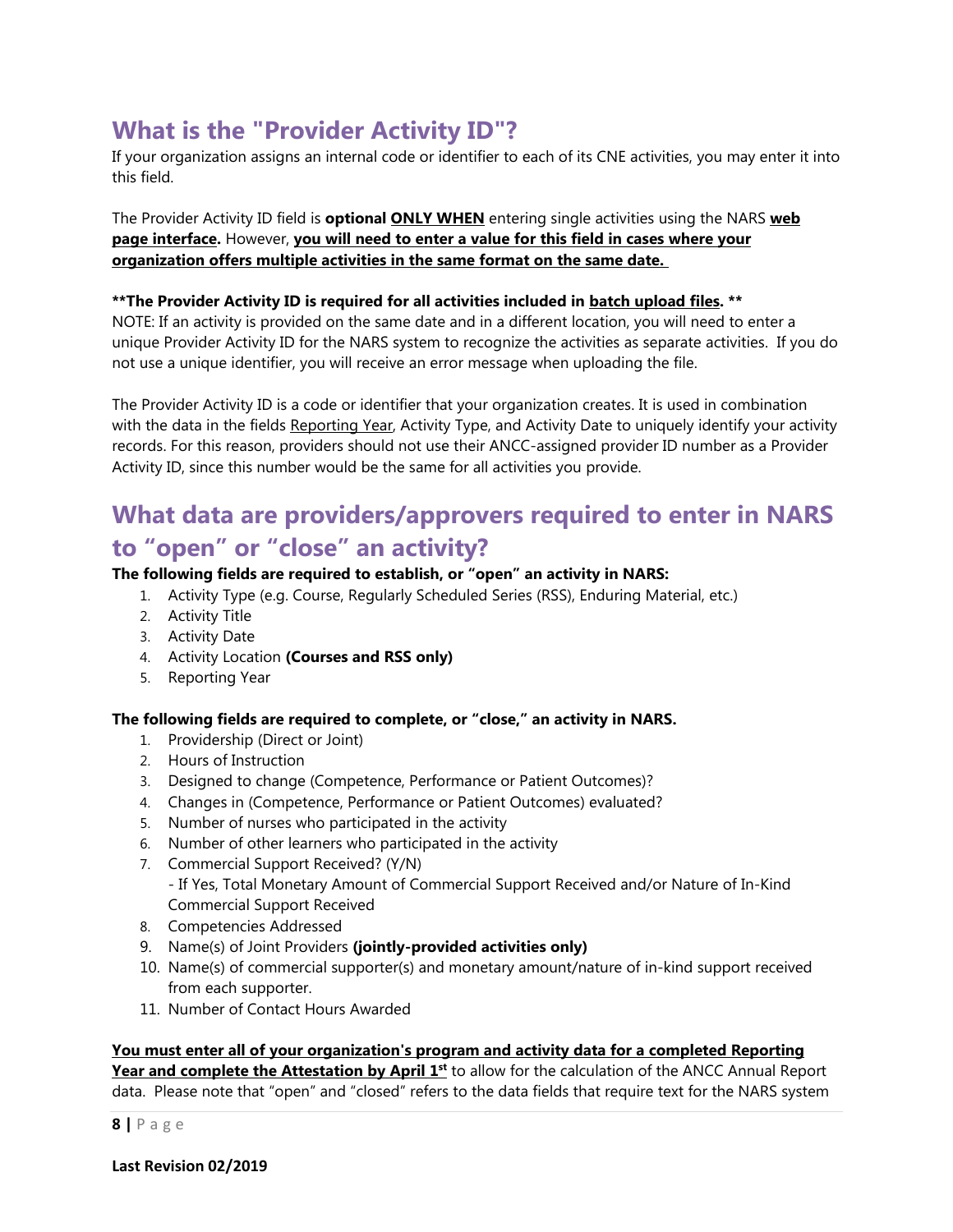## What is the "Provider Activity ID"?

If your organization assigns an internal code or identifier to each of its CNE activities, you may enter it into this field.

The Provider Activity ID field is **optional ONLY WHEN** entering single activities using the NARS **web page interface.** However, **you will need to enter a value for this field in cases where your organization offers multiple activities in the same format on the same date.**

**\*\*The Provider Activity ID is required for all activities included in batch upload files. \*\***
NOTE: If an activity is provided on the same date and in a different location, you will need to enter a unique Provider Activity ID for the NARS system to recognize the activities as separate activities. If you do not use a unique identifier, you will receive an error message when uploading the file.

The Provider Activity ID is a code or identifier that your organization creates. It is used in combination with the data in the fields Reporting Year, Activity Type, and Activity Date to uniquely identify your activity records. For this reason, providers should not use their ANCC-assigned provider ID number as a Provider Activity ID, since this number would be the same for all activities you provide.

## What data are providers/approvers required to enter in NARS to "open" or "close" an activity?

**The following fields are required to establish, or "open" an activity in NARS:**

1. Activity Type (e.g. Course, Regularly Scheduled Series (RSS), Enduring Material, etc.)
2. Activity Title
3. Activity Date
4. Activity Location **(Courses and RSS only)**
5. Reporting Year

**The following fields are required to complete, or "close," an activity in NARS.**

1. Providership (Direct or Joint)
2. Hours of Instruction
3. Designed to change (Competence, Performance or Patient Outcomes)?
4. Changes in (Competence, Performance or Patient Outcomes) evaluated?
5. Number of nurses who participated in the activity
6. Number of other learners who participated in the activity
7. Commercial Support Received? (Y/N)
   - If Yes, Total Monetary Amount of Commercial Support Received and/or Nature of In-Kind Commercial Support Received
8. Competencies Addressed
9. Name(s) of Joint Providers **(jointly-provided activities only)**
10. Name(s) of commercial supporter(s) and monetary amount/nature of in-kind support received from each supporter.
11. Number of Contact Hours Awarded

**You must enter all of your organization's program and activity data for a completed Reporting Year and complete the Attestation by April 1st** to allow for the calculation of the ANCC Annual Report data. Please note that "open" and "closed" refers to the data fields that require text for the NARS system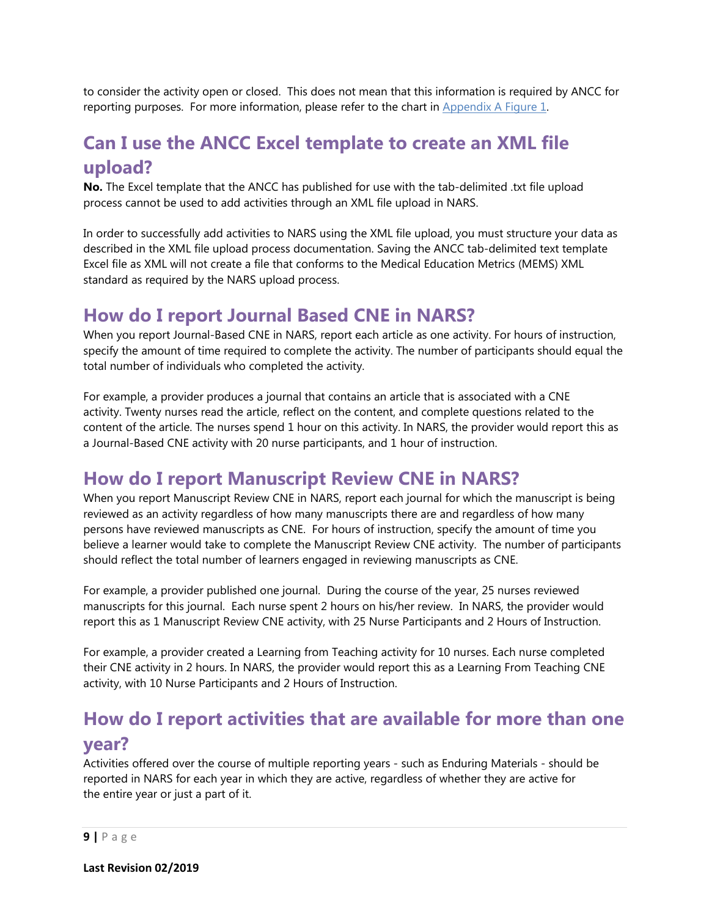to consider the activity open or closed. This does not mean that this information is required by ANCC for reporting purposes. For more information, please refer to the chart in Appendix A Figure 1.

## Can I use the ANCC Excel template to create an XML file upload?

**No.** The Excel template that the ANCC has published for use with the tab-delimited .txt file upload process cannot be used to add activities through an XML file upload in NARS.

In order to successfully add activities to NARS using the XML file upload, you must structure your data as described in the XML file upload process documentation. Saving the ANCC tab-delimited text template Excel file as XML will not create a file that conforms to the Medical Education Metrics (MEMS) XML standard as required by the NARS upload process.

## How do I report Journal Based CNE in NARS?

When you report Journal-Based CNE in NARS, report each article as one activity. For hours of instruction, specify the amount of time required to complete the activity. The number of participants should equal the total number of individuals who completed the activity.

For example, a provider produces a journal that contains an article that is associated with a CNE activity. Twenty nurses read the article, reflect on the content, and complete questions related to the content of the article. The nurses spend 1 hour on this activity. In NARS, the provider would report this as a Journal-Based CNE activity with 20 nurse participants, and 1 hour of instruction.

## How do I report Manuscript Review CNE in NARS?

When you report Manuscript Review CNE in NARS, report each journal for which the manuscript is being reviewed as an activity regardless of how many manuscripts there are and regardless of how many persons have reviewed manuscripts as CNE. For hours of instruction, specify the amount of time you believe a learner would take to complete the Manuscript Review CNE activity. The number of participants should reflect the total number of learners engaged in reviewing manuscripts as CNE.

For example, a provider published one journal. During the course of the year, 25 nurses reviewed manuscripts for this journal. Each nurse spent 2 hours on his/her review. In NARS, the provider would report this as 1 Manuscript Review CNE activity, with 25 Nurse Participants and 2 Hours of Instruction.

For example, a provider created a Learning from Teaching activity for 10 nurses. Each nurse completed their CNE activity in 2 hours. In NARS, the provider would report this as a Learning From Teaching CNE activity, with 10 Nurse Participants and 2 Hours of Instruction.

## How do I report activities that are available for more than one year?

Activities offered over the course of multiple reporting years - such as Enduring Materials - should be reported in NARS for each year in which they are active, regardless of whether they are active for the entire year or just a part of it.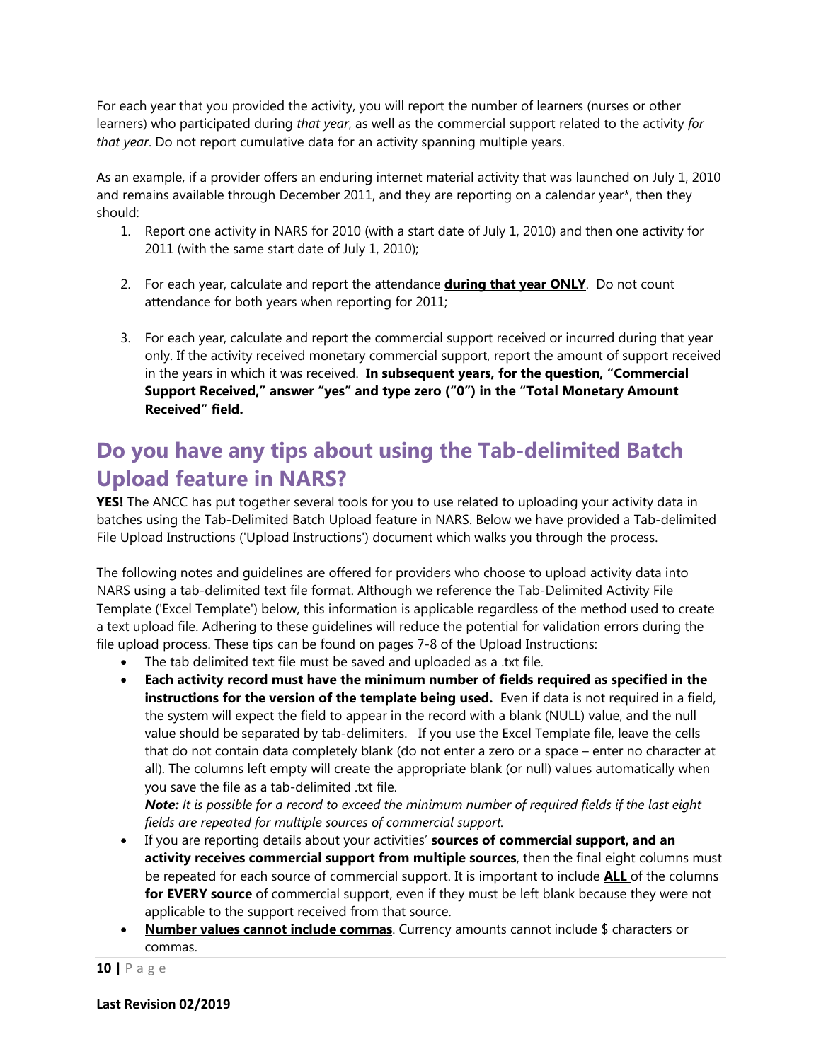For each year that you provided the activity, you will report the number of learners (nurses or other learners) who participated during *that year*, as well as the commercial support related to the activity *for that year*. Do not report cumulative data for an activity spanning multiple years.

As an example, if a provider offers an enduring internet material activity that was launched on July 1, 2010 and remains available through December 2011, and they are reporting on a calendar year*, then they should:

1. Report one activity in NARS for 2010 (with a start date of July 1, 2010) and then one activity for 2011 (with the same start date of July 1, 2010);

2. For each year, calculate and report the attendance <u>**during that year ONLY**</u>. Do not count attendance for both years when reporting for 2011;

3. For each year, calculate and report the commercial support received or incurred during that year only. If the activity received monetary commercial support, report the amount of support received in the years in which it was received. **In subsequent years, for the question, "Commercial Support Received," answer "yes" and type zero ("0") in the "Total Monetary Amount Received" field.**

## Do you have any tips about using the Tab-delimited Batch Upload feature in NARS?

**YES!** The ANCC has put together several tools for you to use related to uploading your activity data in batches using the Tab-Delimited Batch Upload feature in NARS. Below we have provided a Tab-delimited File Upload Instructions ('Upload Instructions') document which walks you through the process.

The following notes and guidelines are offered for providers who choose to upload activity data into NARS using a tab-delimited text file format. Although we reference the Tab-Delimited Activity File Template ('Excel Template') below, this information is applicable regardless of the method used to create a text upload file. Adhering to these guidelines will reduce the potential for validation errors during the file upload process. These tips can be found on pages 7-8 of the Upload Instructions:

- The tab delimited text file must be saved and uploaded as a .txt file.
- **Each activity record must have the minimum number of fields required as specified in the instructions for the version of the template being used.** Even if data is not required in a field, the system will expect the field to appear in the record with a blank (NULL) value, and the null value should be separated by tab-delimiters. If you use the Excel Template file, leave the cells that do not contain data completely blank (do not enter a zero or a space – enter no character at all). The columns left empty will create the appropriate blank (or null) values automatically when you save the file as a tab-delimited .txt file.

  ***Note:*** *It is possible for a record to exceed the minimum number of required fields if the last eight fields are repeated for multiple sources of commercial support.*
- If you are reporting details about your activities' **sources of commercial support, and an activity receives commercial support from multiple sources**, then the final eight columns must be repeated for each source of commercial support. It is important to include <u>**ALL**</u> of the columns <u>**for EVERY source**</u> of commercial support, even if they must be left blank because they were not applicable to the support received from that source.
- <u>**Number values cannot include commas**</u>. Currency amounts cannot include $ characters or commas.

**Last Revision 02/2019**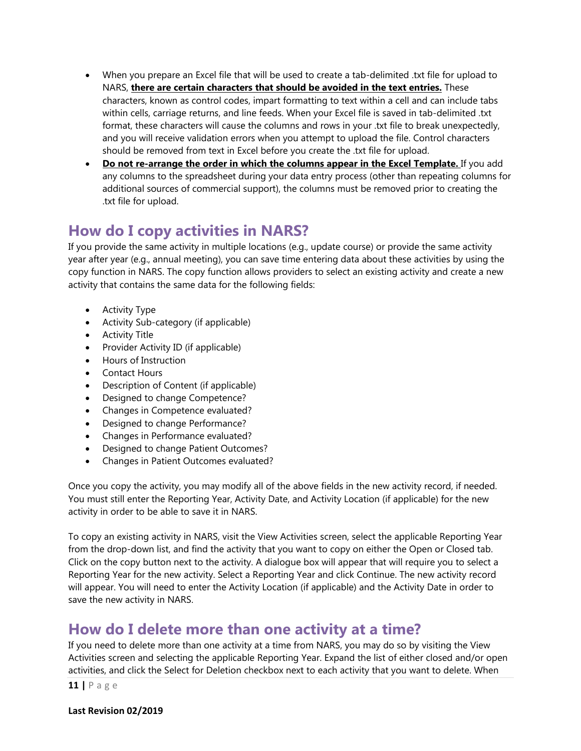- When you prepare an Excel file that will be used to create a tab-delimited .txt file for upload to NARS, **there are certain characters that should be avoided in the text entries.** These characters, known as control codes, impart formatting to text within a cell and can include tabs within cells, carriage returns, and line feeds. When your Excel file is saved in tab-delimited .txt format, these characters will cause the columns and rows in your .txt file to break unexpectedly, and you will receive validation errors when you attempt to upload the file. Control characters should be removed from text in Excel before you create the .txt file for upload.
- **Do not re-arrange the order in which the columns appear in the Excel Template.** If you add any columns to the spreadsheet during your data entry process (other than repeating columns for additional sources of commercial support), the columns must be removed prior to creating the .txt file for upload.

## How do I copy activities in NARS?

If you provide the same activity in multiple locations (e.g., update course) or provide the same activity year after year (e.g., annual meeting), you can save time entering data about these activities by using the copy function in NARS. The copy function allows providers to select an existing activity and create a new activity that contains the same data for the following fields:

- Activity Type
- Activity Sub-category (if applicable)
- Activity Title
- Provider Activity ID (if applicable)
- Hours of Instruction
- Contact Hours
- Description of Content (if applicable)
- Designed to change Competence?
- Changes in Competence evaluated?
- Designed to change Performance?
- Changes in Performance evaluated?
- Designed to change Patient Outcomes?
- Changes in Patient Outcomes evaluated?

Once you copy the activity, you may modify all of the above fields in the new activity record, if needed. You must still enter the Reporting Year, Activity Date, and Activity Location (if applicable) for the new activity in order to be able to save it in NARS.

To copy an existing activity in NARS, visit the View Activities screen, select the applicable Reporting Year from the drop-down list, and find the activity that you want to copy on either the Open or Closed tab. Click on the copy button next to the activity. A dialogue box will appear that will require you to select a Reporting Year for the new activity. Select a Reporting Year and click Continue. The new activity record will appear. You will need to enter the Activity Location (if applicable) and the Activity Date in order to save the new activity in NARS.

## How do I delete more than one activity at a time?

If you need to delete more than one activity at a time from NARS, you may do so by visiting the View Activities screen and selecting the applicable Reporting Year. Expand the list of either closed and/or open activities, and click the Select for Deletion checkbox next to each activity that you want to delete. When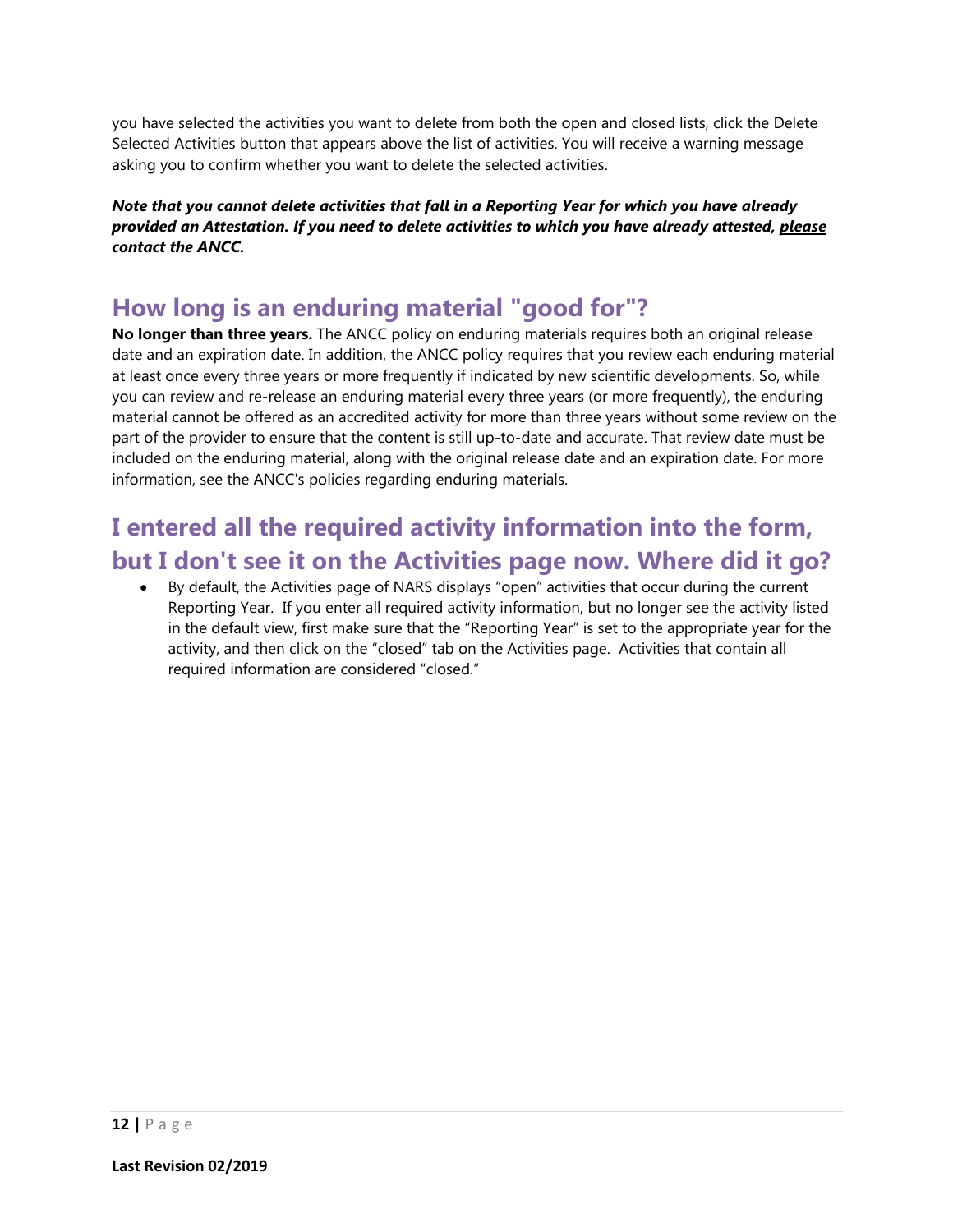you have selected the activities you want to delete from both the open and closed lists, click the Delete Selected Activities button that appears above the list of activities. You will receive a warning message asking you to confirm whether you want to delete the selected activities.

***Note that you cannot delete activities that fall in a Reporting Year for which you have already provided an Attestation. If you need to delete activities to which you have already attested, please contact the ANCC.***

## How long is an enduring material "good for"?

**No longer than three years.** The ANCC policy on enduring materials requires both an original release date and an expiration date. In addition, the ANCC policy requires that you review each enduring material at least once every three years or more frequently if indicated by new scientific developments. So, while you can review and re-release an enduring material every three years (or more frequently), the enduring material cannot be offered as an accredited activity for more than three years without some review on the part of the provider to ensure that the content is still up-to-date and accurate. That review date must be included on the enduring material, along with the original release date and an expiration date. For more information, see the ANCC's policies regarding enduring materials.

## I entered all the required activity information into the form, but I don't see it on the Activities page now. Where did it go?

- By default, the Activities page of NARS displays "open" activities that occur during the current Reporting Year. If you enter all required activity information, but no longer see the activity listed in the default view, first make sure that the "Reporting Year" is set to the appropriate year for the activity, and then click on the "closed" tab on the Activities page. Activities that contain all required information are considered "closed."

**Last Revision 02/2019**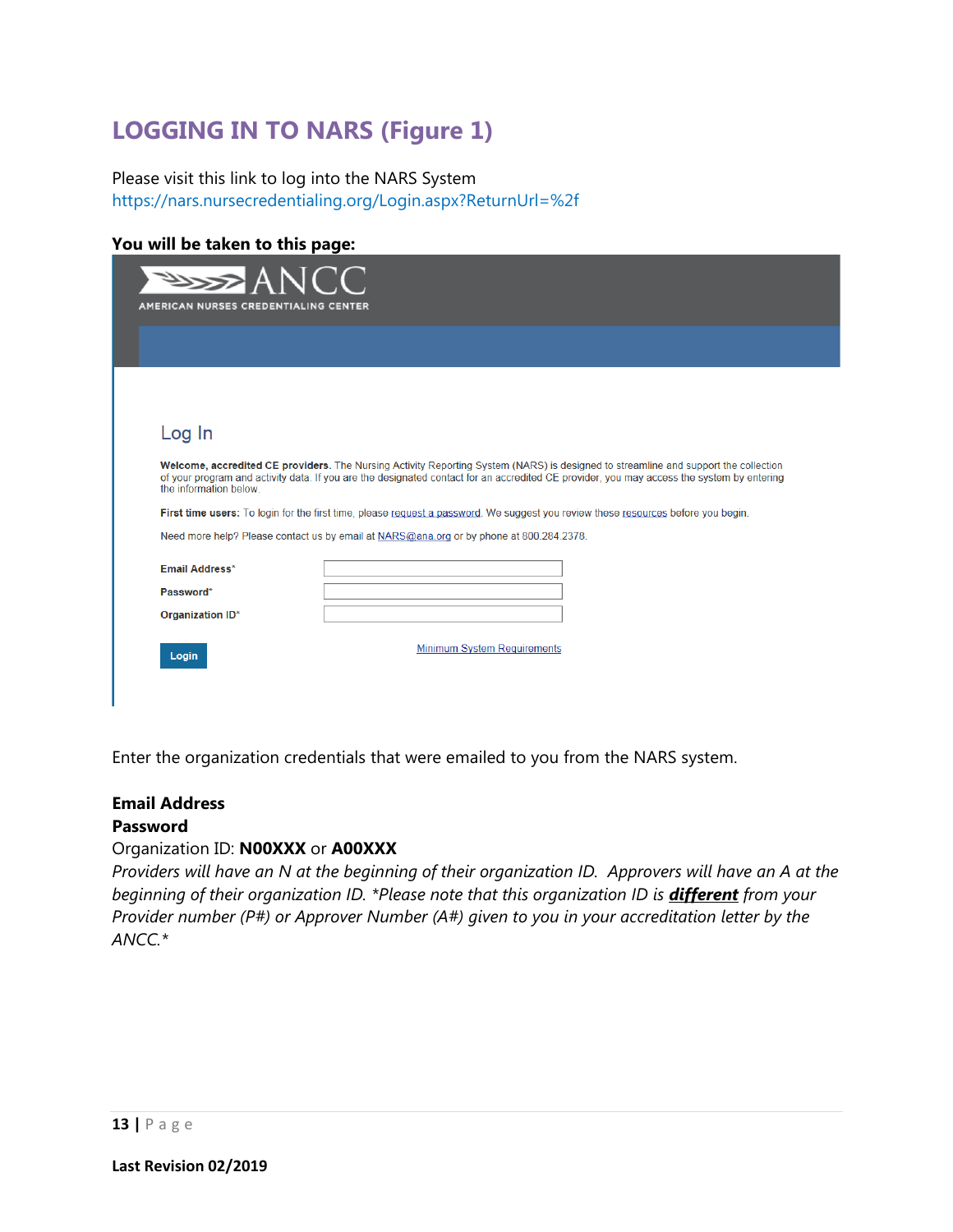# LOGGING IN TO NARS (Figure 1)

Please visit this link to log into the NARS System
https://nars.nursecredentialing.org/Login.aspx?ReturnUrl=%2f

**You will be taken to this page:**

ANCC
AMERICAN NURSES CREDENTIALING CENTER

Log In

**Welcome, accredited CE providers.** The Nursing Activity Reporting System (NARS) is designed to streamline and support the collection of your program and activity data. If you are the designated contact for an accredited CE provider, you may access the system by entering the information below.

**First time users:** To login for the first time, please request a password. We suggest you review these resources before you begin.

Need more help? Please contact us by email at NARS@ana.org or by phone at 800.284.2378.

Email Address*
Password*
Organization ID*

Login

Minimum System Requirements

Enter the organization credentials that were emailed to you from the NARS system.

**Email Address**
**Password**
Organization ID: **N00XXX** or **A00XXX**
*Providers will have an N at the beginning of their organization ID. Approvers will have an A at the beginning of their organization ID. *Please note that this organization ID is* ***different*** *from your Provider number (P#) or Approver Number (A#) given to you in your accreditation letter by the ANCC.**

**Last Revision 02/2019**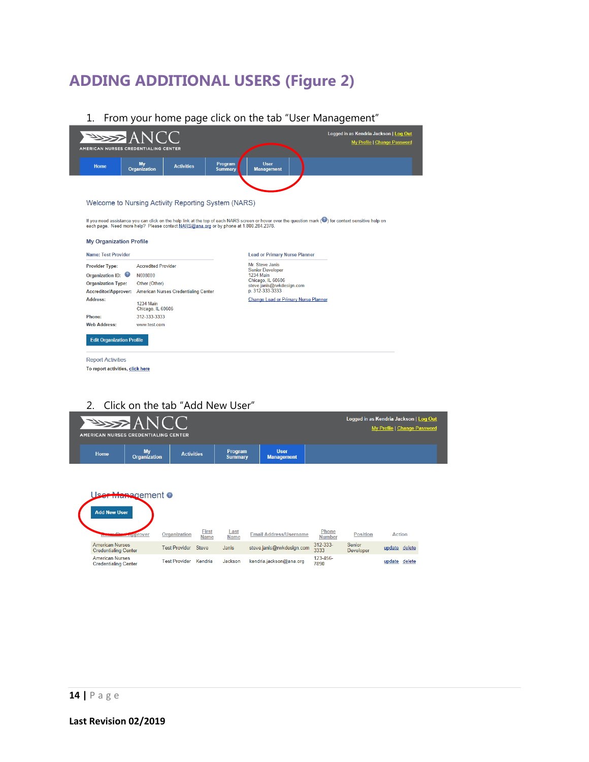# ADDING ADDITIONAL USERS (Figure 2)

1. From your home page click on the tab “User Management”

ANCC
AMERICAN NURSES CREDENTIALING CENTER

Logged in as Kendria Jackson | Log Out
My Profile | Change Password

Home | My Organization | Activities | Program Summary | User Management

Welcome to Nursing Activity Reporting System (NARS)

If you need assistance you can click on the help link at the top of each NARS screen or hover over the question mark (?) for context sensitive help on each page. Need more help? Please contact NARS@ana.org or by phone at 1.800.284.2378.

**My Organization Profile**

Name: Test Provider

| | |
|---|---|
| **Provider Type:** | Accredited Provider |
| **Organization ID:** | N008000 |
| **Organization Type:** | Other (Other) |
| **Accreditor/Approver:** | American Nurses Credentialing Center |
| **Address:** | 1234 Main<br>Chicago, IL 60606 |
| **Phone:** | 312-333-3333 |
| **Web Address:** | www.test.com |

Lead or Primary Nurse Planner

Mr. Steve Janis
Senior Developer
1234 Main
Chicago, IL 60606
steve.janis@rwkdesign.com
p. 312-333-3333

Change Lead or Primary Nurse Planner

Edit Organization Profile

Report Activities

To report activities, click here

2. Click on the tab “Add New User”

ANCC
AMERICAN NURSES CREDENTIALING CENTER

Logged in as Kendria Jackson | Log Out
My Profile | Change Password

Home | My Organization | Activities | Program Summary | User Management

User Management

Add New User

| Accreditor/Approver | Organization | First Name | Last Name | Email Address/Username | Phone Number | Position | Action |
|---|---|---|---|---|---|---|---|
| American Nurses Credentialing Center | Test Provider | Steve | Janis | steve.janis@rwkdesign.com | 312-333-3333 | Senior Developer | update delete |
| American Nurses Credentialing Center | Test Provider | Kendria | Jackson | kendria.jackson@ana.org | 123-456-7890 | | update delete |

Last Revision 02/2019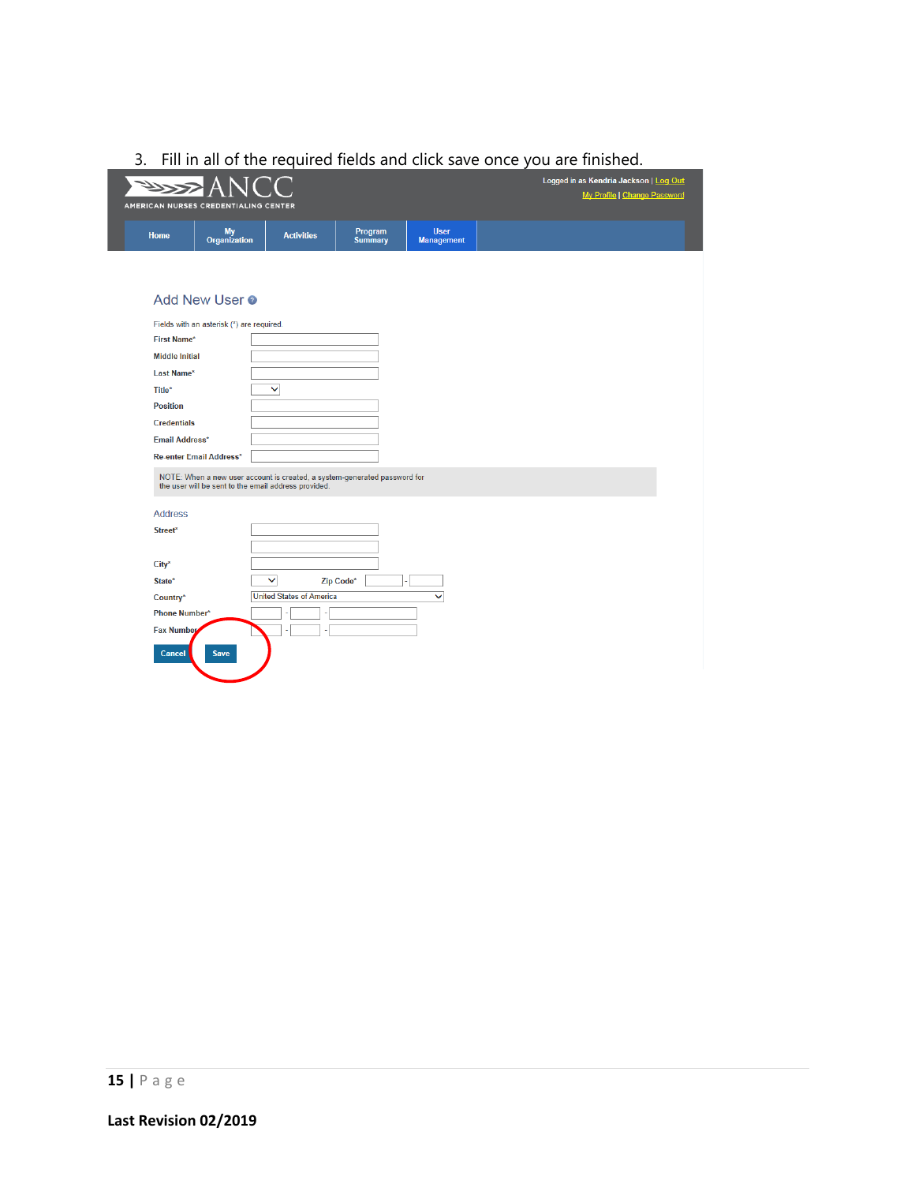3. Fill in all of the required fields and click save once you are finished.

Logged in as Kendria Jackson | Log Out
My Profile | Change Password

Home | My Organization | Activities | Program Summary | User Management

## Add New User

Fields with an asterisk (*) are required

First Name*

Middle Initial

Last Name*

Title*

Position

Credentials

Email Address*

Re-enter Email Address*

NOTE: When a new user account is created, a system-generated password for the user will be sent to the email address provided.

### Address

Street*

City*

State*

Zip Code*

Country* United States of America

Phone Number*

Fax Number

Cancel Save

Last Revision 02/2019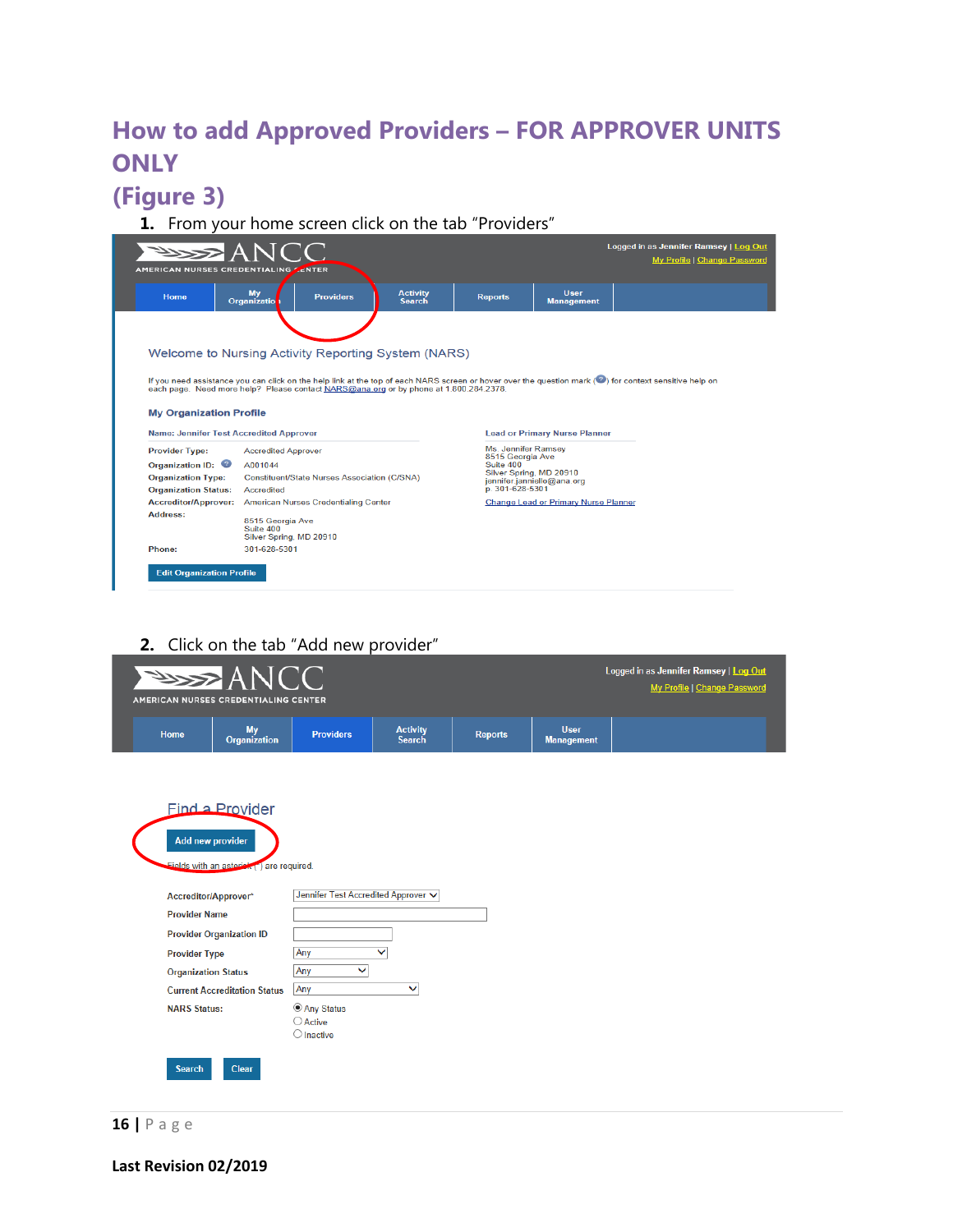# How to add Approved Providers – FOR APPROVER UNITS ONLY

## (Figure 3)

1. From your home screen click on the tab "Providers"

Logged in as Jennifer Ramsey | Log Out
My Profile | Change Password

Home | My Organization | Providers | Activity Search | Reports | User Management

Welcome to Nursing Activity Reporting System (NARS)

If you need assistance you can click on the help link at the top of each NARS screen or hover over the question mark (?) for context sensitive help on each page. Need more help? Please contact NARS@ana.org or by phone at 1.800.284.2378.

**My Organization Profile**

Name: Jennifer Test Accredited Approver

| | |
|---|---|
| Provider Type: | Accredited Approver |
| Organization ID: | A001044 |
| Organization Type: | Constituent/State Nurses Association (C/SNA) |
| Organization Status: | Accredited |
| Accreditor/Approver: | American Nurses Credentialing Center |
| Address: | 8515 Georgia Ave Suite 400 Silver Spring, MD 20910 |
| Phone: | 301-628-5301 |

Lead or Primary Nurse Planner

Ms. Jennifer Ramsey
8515 Georgia Ave
Suite 400
Silver Spring, MD 20910
jennifer.janniello@ana.org
p. 301-628-5301

Change Lead or Primary Nurse Planner

Edit Organization Profile

2. Click on the tab "Add new provider"

Logged in as Jennifer Ramsey | Log Out
My Profile | Change Password

Home | My Organization | Providers | Activity Search | Reports | User Management

Find a Provider

Add new provider

Fields with an asterisk (*) are required.

| | |
|---|---|
| Accreditor/Approver* | Jennifer Test Accredited Approver |
| Provider Name | |
| Provider Organization ID | |
| Provider Type | Any |
| Organization Status | Any |
| Current Accreditation Status | Any |
| NARS Status: | ◉ Any Status ○ Active ○ Inactive |

Search | Clear

Last Revision 02/2019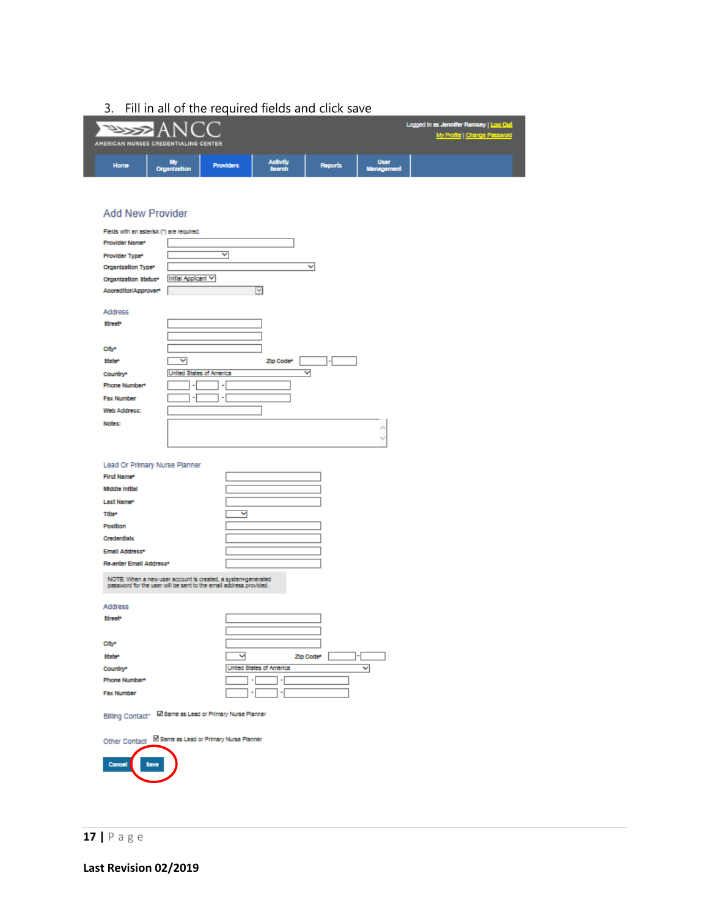3. Fill in all of the required fields and click save

Logged in as Jennifer Ramsey | Log Out
My Profile | Change Password

ANCC
AMERICAN NURSES CREDENTIALING CENTER

Home | My Organization | Providers | Activity Search | Reports | User Management

## Add New Provider

Fields with an asterisk (*) are required.

Provider Name*
Provider Type*
Organization Type*
Organization Status* Initial Applicant
Accreditor/Approver*

### Address

Street*
City*
State* Zip Code*
Country* United States of America
Phone Number*
Fax Number
Web Address:
Notes:

### Lead Or Primary Nurse Planner

First Name*
Middle Initial
Last Name*
Title*
Position
Credentials
Email Address*
Re-enter Email Address*

NOTE: When a new user account is created, a system-generated password for the user will be sent to the email address provided.

### Address

Street*
City*
State* Zip Code*
Country* United States of America
Phone Number*
Fax Number

Billing Contact* ☑ Same as Lead or Primary Nurse Planner

Other Contact ☑ Same as Lead or Primary Nurse Planner

Cancel | Save

Last Revision 02/2019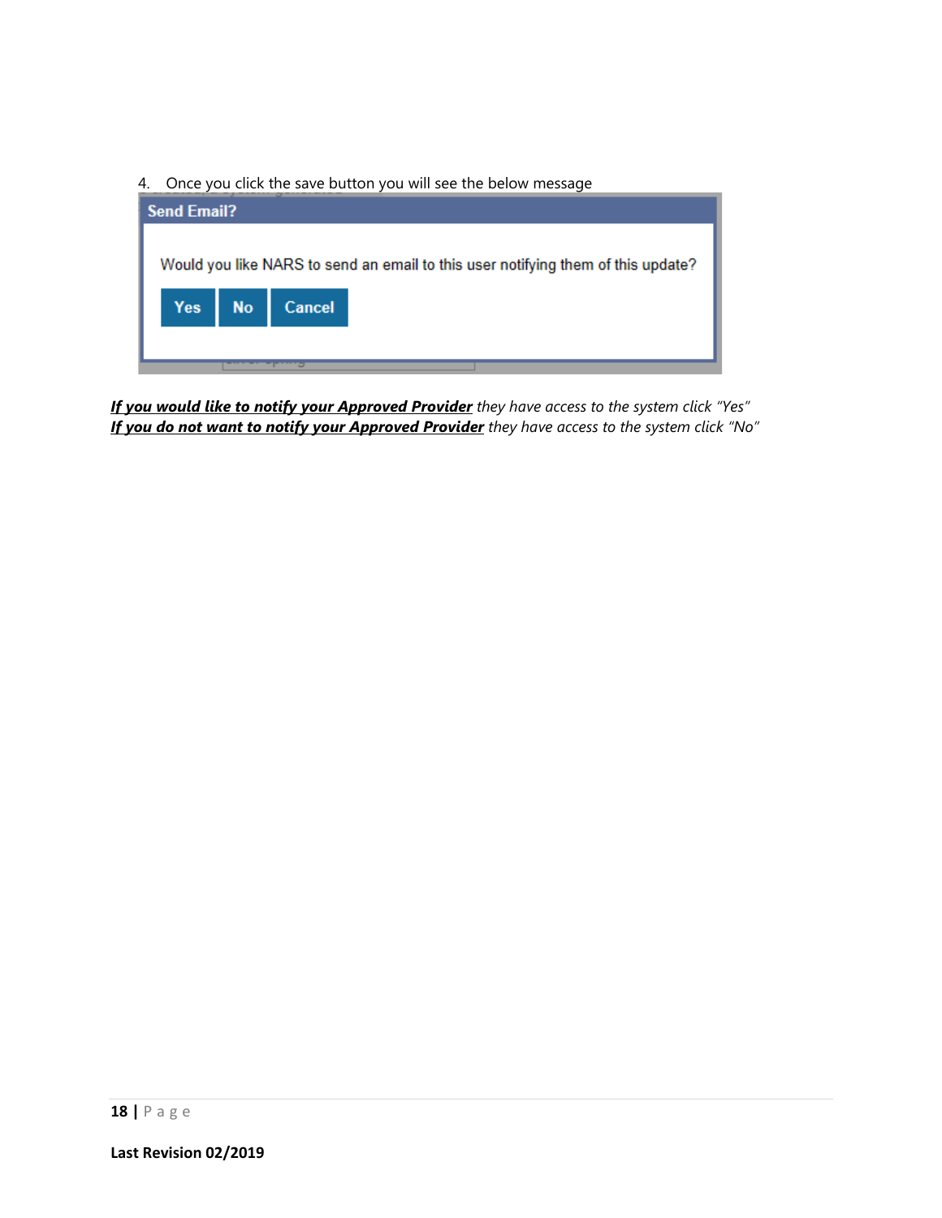4. Once you click the save button you will see the below message

**Send Email?**

Would you like NARS to send an email to this user notifying them of this update?

Yes | No | Cancel

***If you would like to notify your Approved Provider*** *they have access to the system click "Yes"*
***If you do not want to notify your Approved Provider*** *they have access to the system click "No"*

**Last Revision 02/2019**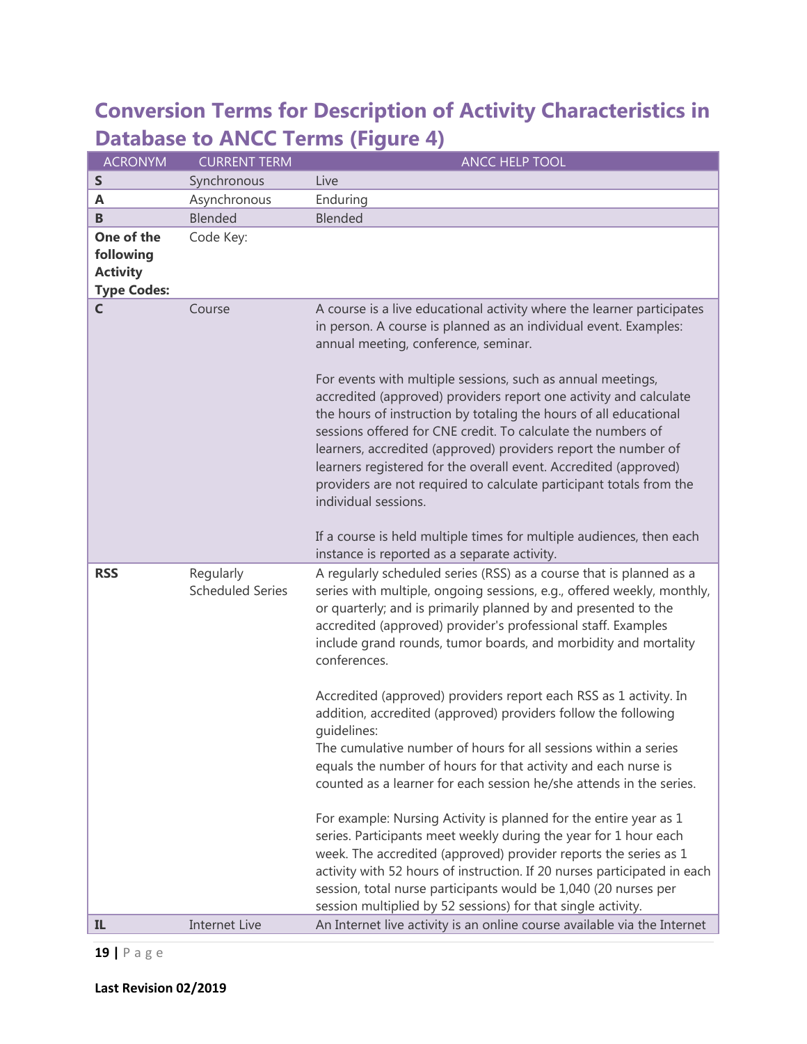## Conversion Terms for Description of Activity Characteristics in Database to ANCC Terms (Figure 4)

| ACRONYM | CURRENT TERM | ANCC HELP TOOL |
|---|---|---|
| **S** | Synchronous | Live |
| **A** | Asynchronous | Enduring |
| **B** | Blended | Blended |
| **One of the following Activity Type Codes:** | Code Key: | |
| **C** | Course | A course is a live educational activity where the learner participates in person. A course is planned as an individual event. Examples: annual meeting, conference, seminar.<br><br>For events with multiple sessions, such as annual meetings, accredited (approved) providers report one activity and calculate the hours of instruction by totaling the hours of all educational sessions offered for CNE credit. To calculate the numbers of learners, accredited (approved) providers report the number of learners registered for the overall event. Accredited (approved) providers are not required to calculate participant totals from the individual sessions.<br><br>If a course is held multiple times for multiple audiences, then each instance is reported as a separate activity. |
| **RSS** | Regularly Scheduled Series | A regularly scheduled series (RSS) as a course that is planned as a series with multiple, ongoing sessions, e.g., offered weekly, monthly, or quarterly; and is primarily planned by and presented to the accredited (approved) provider's professional staff. Examples include grand rounds, tumor boards, and morbidity and mortality conferences.<br><br>Accredited (approved) providers report each RSS as 1 activity. In addition, accredited (approved) providers follow the following guidelines:<br>The cumulative number of hours for all sessions within a series equals the number of hours for that activity and each nurse is counted as a learner for each session he/she attends in the series.<br><br>For example: Nursing Activity is planned for the entire year as 1 series. Participants meet weekly during the year for 1 hour each week. The accredited (approved) provider reports the series as 1 activity with 52 hours of instruction. If 20 nurses participated in each session, total nurse participants would be 1,040 (20 nurses per session multiplied by 52 sessions) for that single activity. |
| **IL** | Internet Live | An Internet live activity is an online course available via the Internet |

**Last Revision 02/2019**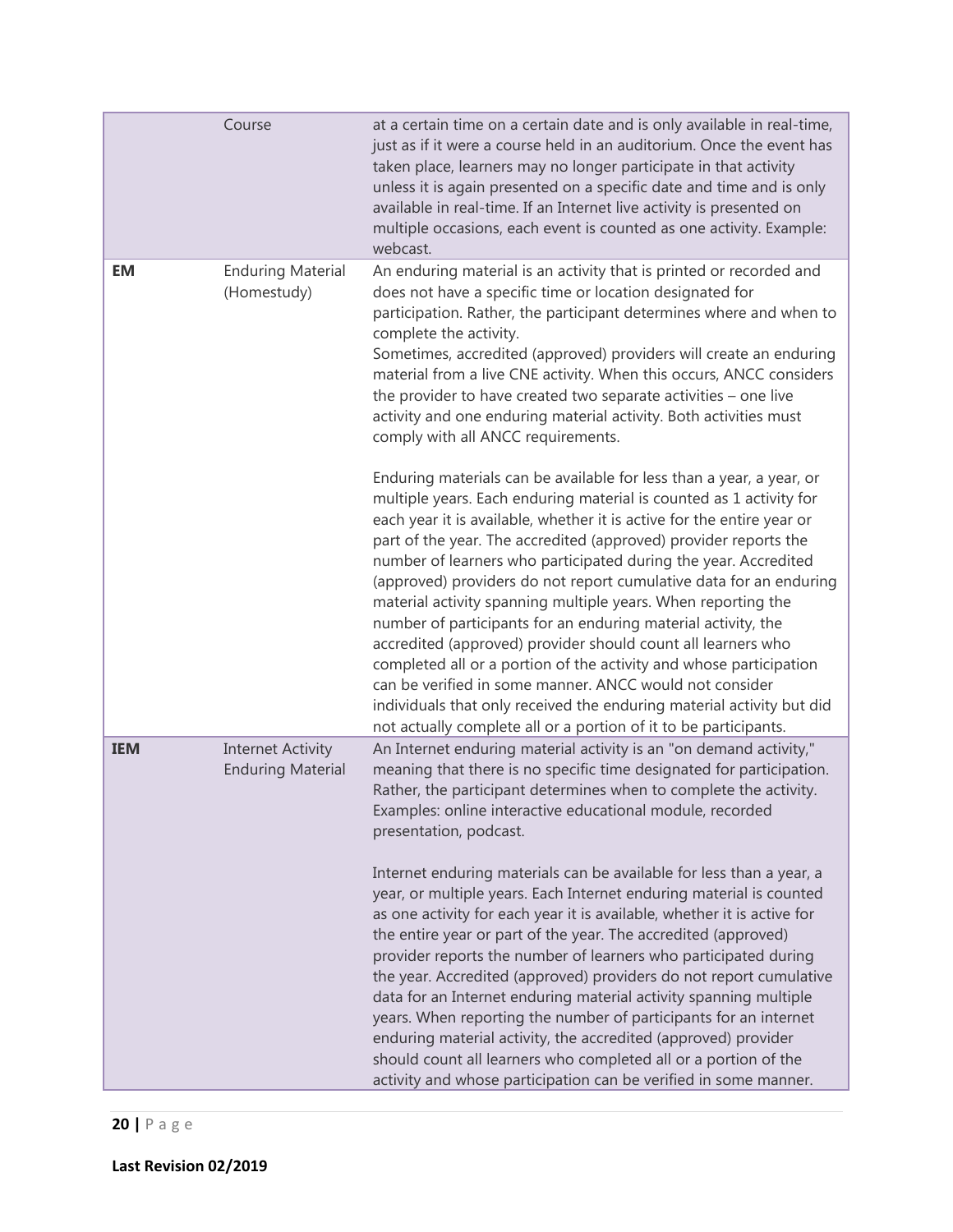| | | |
|---|---|---|
| | Course | at a certain time on a certain date and is only available in real-time, just as if it were a course held in an auditorium. Once the event has taken place, learners may no longer participate in that activity unless it is again presented on a specific date and time and is only available in real-time. If an Internet live activity is presented on multiple occasions, each event is counted as one activity. Example: webcast. |
| **EM** | Enduring Material (Homestudy) | An enduring material is an activity that is printed or recorded and does not have a specific time or location designated for participation. Rather, the participant determines where and when to complete the activity.<br>Sometimes, accredited (approved) providers will create an enduring material from a live CNE activity. When this occurs, ANCC considers the provider to have created two separate activities – one live activity and one enduring material activity. Both activities must comply with all ANCC requirements.<br><br>Enduring materials can be available for less than a year, a year, or multiple years. Each enduring material is counted as 1 activity for each year it is available, whether it is active for the entire year or part of the year. The accredited (approved) provider reports the number of learners who participated during the year. Accredited (approved) providers do not report cumulative data for an enduring material activity spanning multiple years. When reporting the number of participants for an enduring material activity, the accredited (approved) provider should count all learners who completed all or a portion of the activity and whose participation can be verified in some manner. ANCC would not consider individuals that only received the enduring material activity but did not actually complete all or a portion of it to be participants. |
| **IEM** | Internet Activity Enduring Material | An Internet enduring material activity is an "on demand activity," meaning that there is no specific time designated for participation. Rather, the participant determines when to complete the activity. Examples: online interactive educational module, recorded presentation, podcast.<br><br>Internet enduring materials can be available for less than a year, a year, or multiple years. Each Internet enduring material is counted as one activity for each year it is available, whether it is active for the entire year or part of the year. The accredited (approved) provider reports the number of learners who participated during the year. Accredited (approved) providers do not report cumulative data for an Internet enduring material activity spanning multiple years. When reporting the number of participants for an internet enduring material activity, the accredited (approved) provider should count all learners who completed all or a portion of the activity and whose participation can be verified in some manner. |

**Last Revision 02/2019**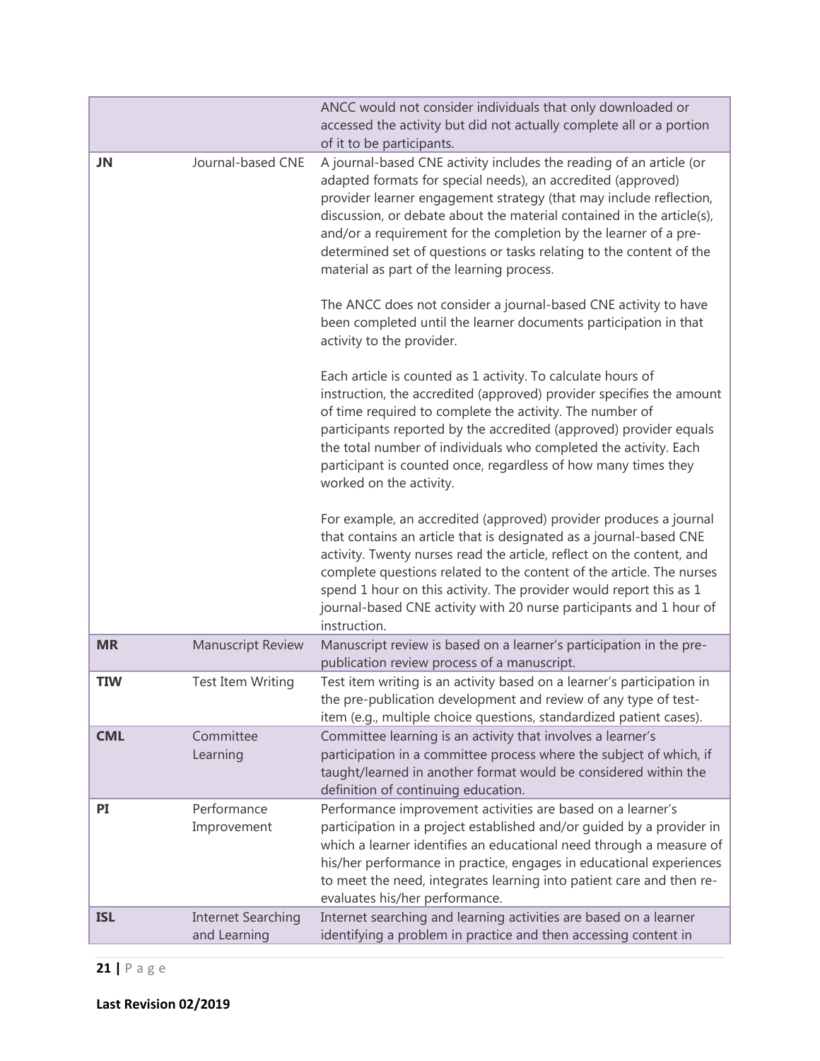| | | |
|---|---|---|
| | | ANCC would not consider individuals that only downloaded or accessed the activity but did not actually complete all or a portion of it to be participants. |
| **JN** | Journal-based CNE | A journal-based CNE activity includes the reading of an article (or adapted formats for special needs), an accredited (approved) provider learner engagement strategy (that may include reflection, discussion, or debate about the material contained in the article(s), and/or a requirement for the completion by the learner of a pre-determined set of questions or tasks relating to the content of the material as part of the learning process.<br><br>The ANCC does not consider a journal-based CNE activity to have been completed until the learner documents participation in that activity to the provider.<br><br>Each article is counted as 1 activity. To calculate hours of instruction, the accredited (approved) provider specifies the amount of time required to complete the activity. The number of participants reported by the accredited (approved) provider equals the total number of individuals who completed the activity. Each participant is counted once, regardless of how many times they worked on the activity.<br><br>For example, an accredited (approved) provider produces a journal that contains an article that is designated as a journal-based CNE activity. Twenty nurses read the article, reflect on the content, and complete questions related to the content of the article. The nurses spend 1 hour on this activity. The provider would report this as 1 journal-based CNE activity with 20 nurse participants and 1 hour of instruction. |
| **MR** | Manuscript Review | Manuscript review is based on a learner's participation in the pre-publication review process of a manuscript. |
| **TIW** | Test Item Writing | Test item writing is an activity based on a learner's participation in the pre-publication development and review of any type of test-item (e.g., multiple choice questions, standardized patient cases). |
| **CML** | Committee Learning | Committee learning is an activity that involves a learner's participation in a committee process where the subject of which, if taught/learned in another format would be considered within the definition of continuing education. |
| **PI** | Performance Improvement | Performance improvement activities are based on a learner's participation in a project established and/or guided by a provider in which a learner identifies an educational need through a measure of his/her performance in practice, engages in educational experiences to meet the need, integrates learning into patient care and then re-evaluates his/her performance. |
| **ISL** | Internet Searching and Learning | Internet searching and learning activities are based on a learner identifying a problem in practice and then accessing content in |

**Last Revision 02/2019**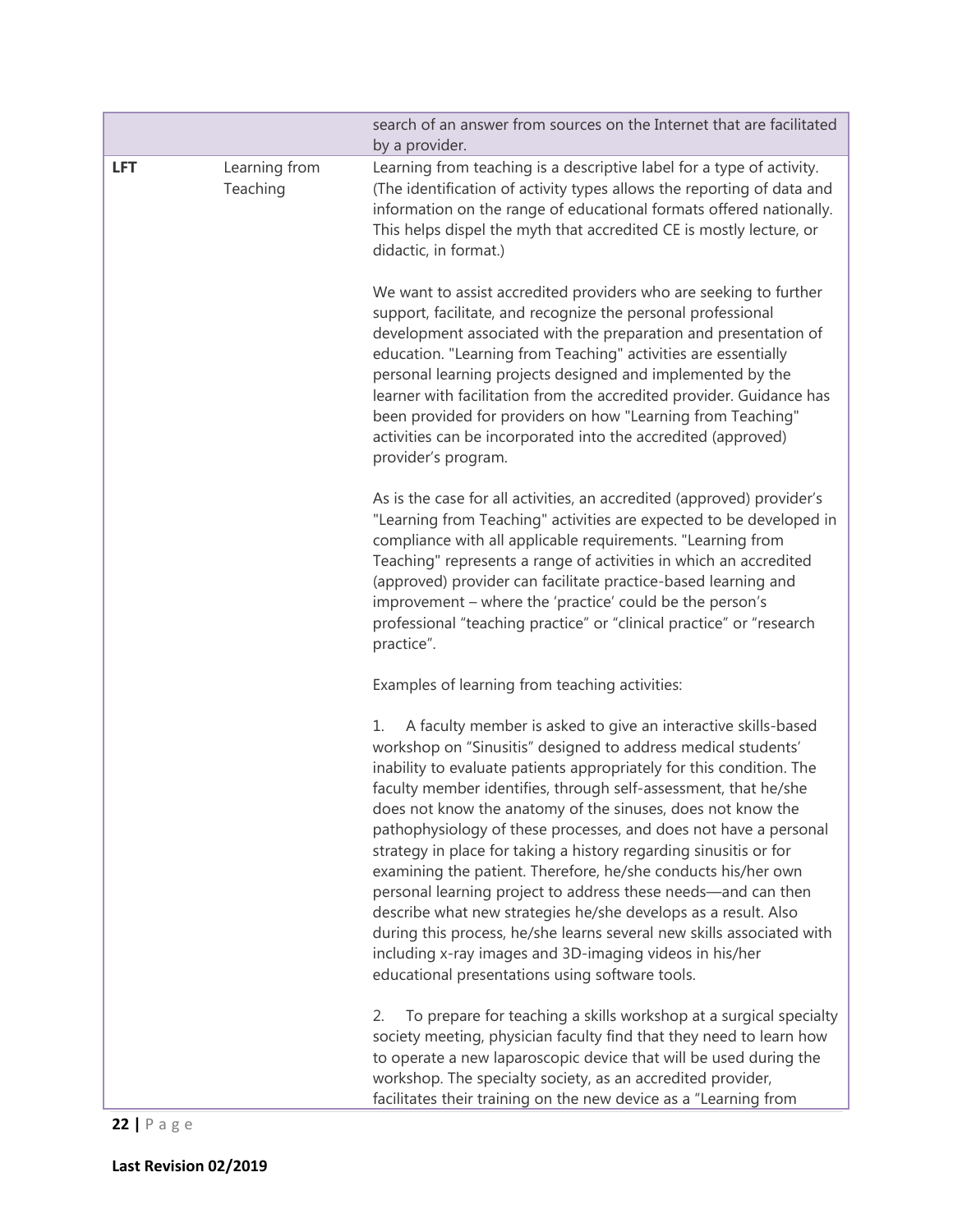| | | |
|---|---|---|
| | | search of an answer from sources on the Internet that are facilitated by a provider. |
| **LFT** | Learning from Teaching | Learning from teaching is a descriptive label for a type of activity. (The identification of activity types allows the reporting of data and information on the range of educational formats offered nationally. This helps dispel the myth that accredited CE is mostly lecture, or didactic, in format.)<br><br>We want to assist accredited providers who are seeking to further support, facilitate, and recognize the personal professional development associated with the preparation and presentation of education. "Learning from Teaching" activities are essentially personal learning projects designed and implemented by the learner with facilitation from the accredited provider. Guidance has been provided for providers on how "Learning from Teaching" activities can be incorporated into the accredited (approved) provider's program.<br><br>As is the case for all activities, an accredited (approved) provider's "Learning from Teaching" activities are expected to be developed in compliance with all applicable requirements. "Learning from Teaching" represents a range of activities in which an accredited (approved) provider can facilitate practice-based learning and improvement – where the 'practice' could be the person's professional "teaching practice" or "clinical practice" or "research practice".<br><br>Examples of learning from teaching activities:<br><br>1. A faculty member is asked to give an interactive skills-based workshop on "Sinusitis" designed to address medical students' inability to evaluate patients appropriately for this condition. The faculty member identifies, through self-assessment, that he/she does not know the anatomy of the sinuses, does not know the pathophysiology of these processes, and does not have a personal strategy in place for taking a history regarding sinusitis or for examining the patient. Therefore, he/she conducts his/her own personal learning project to address these needs—and can then describe what new strategies he/she develops as a result. Also during this process, he/she learns several new skills associated with including x-ray images and 3D-imaging videos in his/her educational presentations using software tools.<br><br>2. To prepare for teaching a skills workshop at a surgical specialty society meeting, physician faculty find that they need to learn how to operate a new laparoscopic device that will be used during the workshop. The specialty society, as an accredited provider, facilitates their training on the new device as a "Learning from |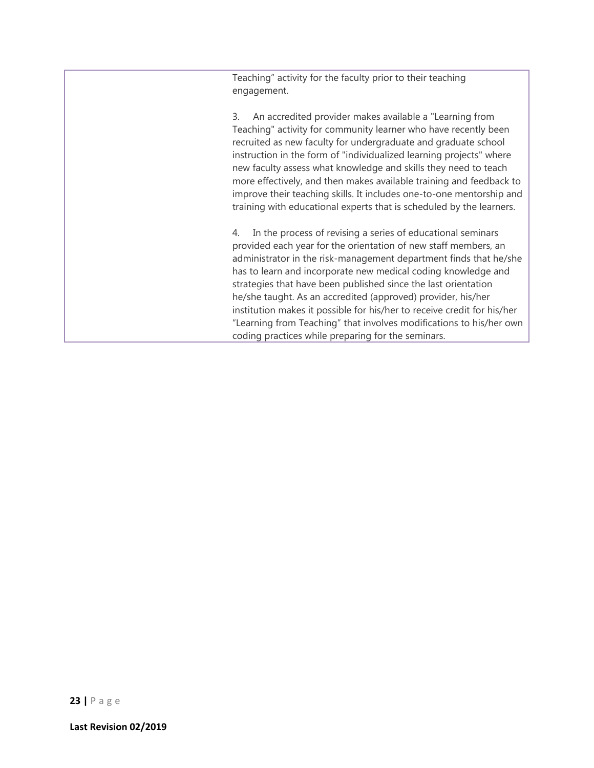| | Teaching" activity for the faculty prior to their teaching engagement.<br><br>3. An accredited provider makes available a "Learning from Teaching" activity for community learner who have recently been recruited as new faculty for undergraduate and graduate school instruction in the form of "individualized learning projects" where new faculty assess what knowledge and skills they need to teach more effectively, and then makes available training and feedback to improve their teaching skills. It includes one-to-one mentorship and training with educational experts that is scheduled by the learners.<br><br>4. In the process of revising a series of educational seminars provided each year for the orientation of new staff members, an administrator in the risk-management department finds that he/she has to learn and incorporate new medical coding knowledge and strategies that have been published since the last orientation he/she taught. As an accredited (approved) provider, his/her institution makes it possible for his/her to receive credit for his/her "Learning from Teaching" that involves modifications to his/her own coding practices while preparing for the seminars. |
|---|---|

**Last Revision 02/2019**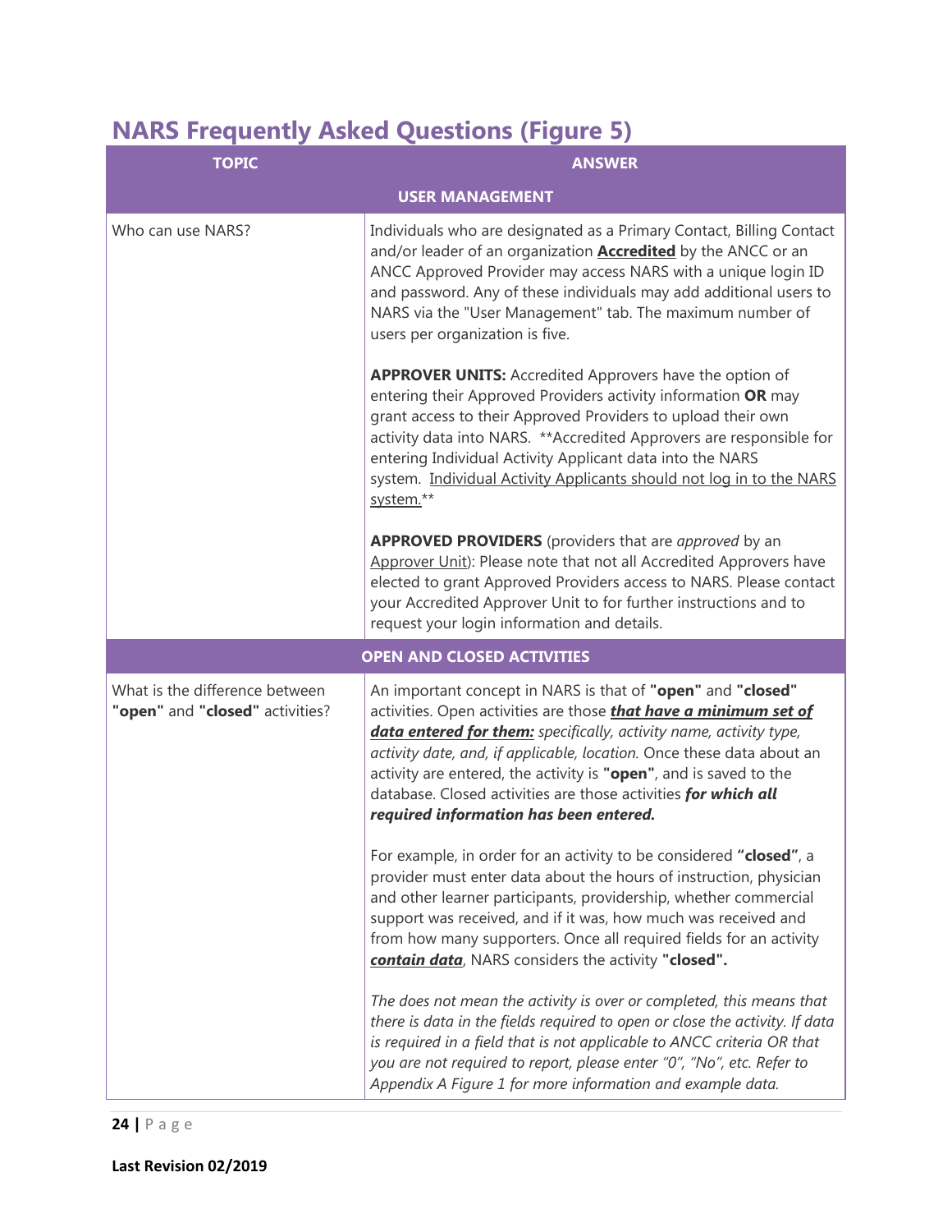## NARS Frequently Asked Questions (Figure 5)

| TOPIC | ANSWER |
|---|---|
| **USER MANAGEMENT** | |
| Who can use NARS? | Individuals who are designated as a Primary Contact, Billing Contact and/or leader of an organization **Accredited** by the ANCC or an ANCC Approved Provider may access NARS with a unique login ID and password. Any of these individuals may add additional users to NARS via the "User Management" tab. The maximum number of users per organization is five.<br><br>**APPROVER UNITS:** Accredited Approvers have the option of entering their Approved Providers activity information **OR** may grant access to their Approved Providers to upload their own activity data into NARS. **Accredited Approvers are responsible for entering Individual Activity Applicant data into the NARS system. Individual Activity Applicants should not log in to the NARS system.**<br><br>**APPROVED PROVIDERS** (providers that are *approved* by an Approver Unit): Please note that not all Accredited Approvers have elected to grant Approved Providers access to NARS. Please contact your Accredited Approver Unit to for further instructions and to request your login information and details. |
| **OPEN AND CLOSED ACTIVITIES** | |
| What is the difference between **"open"** and **"closed"** activities? | An important concept in NARS is that of **"open"** and **"closed"** activities. Open activities are those ***that have a minimum set of data entered for them:*** *specifically, activity name, activity type, activity date, and, if applicable, location.* Once these data about an activity are entered, the activity is **"open"**, and is saved to the database. Closed activities are those activities ***for which all required information has been entered.***<br><br>For example, in order for an activity to be considered **"closed"**, a provider must enter data about the hours of instruction, physician and other learner participants, providership, whether commercial support was received, and if it was, how much was received and from how many supporters. Once all required fields for an activity ***contain data***, NARS considers the activity **"closed".**<br><br>*The does not mean the activity is over or completed, this means that there is data in the fields required to open or close the activity. If data is required in a field that is not applicable to ANCC criteria OR that you are not required to report, please enter "0", "No", etc. Refer to Appendix A Figure 1 for more information and example data.* |

**Last Revision 02/2019**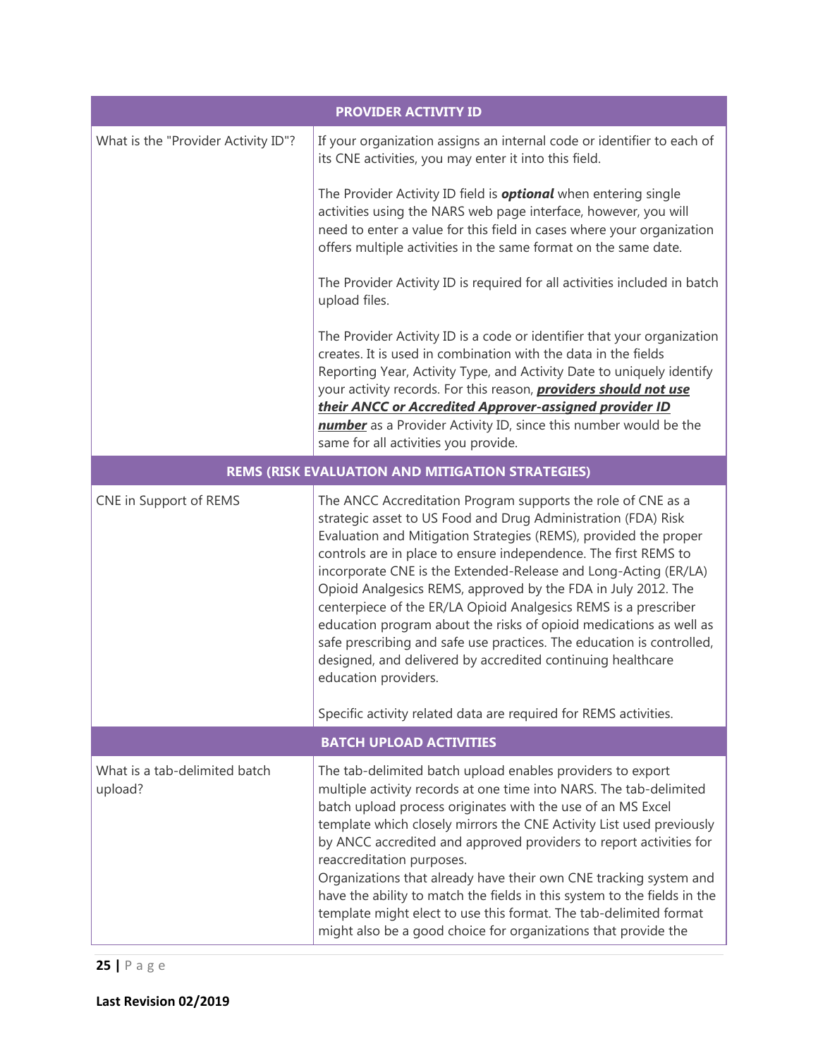| PROVIDER ACTIVITY ID | |
|---|---|
| What is the "Provider Activity ID"? | If your organization assigns an internal code or identifier to each of its CNE activities, you may enter it into this field.<br><br>The Provider Activity ID field is ***optional*** when entering single activities using the NARS web page interface, however, you will need to enter a value for this field in cases where your organization offers multiple activities in the same format on the same date.<br><br>The Provider Activity ID is required for all activities included in batch upload files.<br><br>The Provider Activity ID is a code or identifier that your organization creates. It is used in combination with the data in the fields Reporting Year, Activity Type, and Activity Date to uniquely identify your activity records. For this reason, <u>***providers should not use their ANCC or Accredited Approver-assigned provider ID number***</u> as a Provider Activity ID, since this number would be the same for all activities you provide. |
| **REMS (RISK EVALUATION AND MITIGATION STRATEGIES)** | |
| CNE in Support of REMS | The ANCC Accreditation Program supports the role of CNE as a strategic asset to US Food and Drug Administration (FDA) Risk Evaluation and Mitigation Strategies (REMS), provided the proper controls are in place to ensure independence. The first REMS to incorporate CNE is the Extended-Release and Long-Acting (ER/LA) Opioid Analgesics REMS, approved by the FDA in July 2012. The centerpiece of the ER/LA Opioid Analgesics REMS is a prescriber education program about the risks of opioid medications as well as safe prescribing and safe use practices. The education is controlled, designed, and delivered by accredited continuing healthcare education providers.<br><br>Specific activity related data are required for REMS activities. |
| **BATCH UPLOAD ACTIVITIES** | |
| What is a tab-delimited batch upload? | The tab-delimited batch upload enables providers to export multiple activity records at one time into NARS. The tab-delimited batch upload process originates with the use of an MS Excel template which closely mirrors the CNE Activity List used previously by ANCC accredited and approved providers to report activities for reaccreditation purposes.<br>Organizations that already have their own CNE tracking system and have the ability to match the fields in this system to the fields in the template might elect to use this format. The tab-delimited format might also be a good choice for organizations that provide the |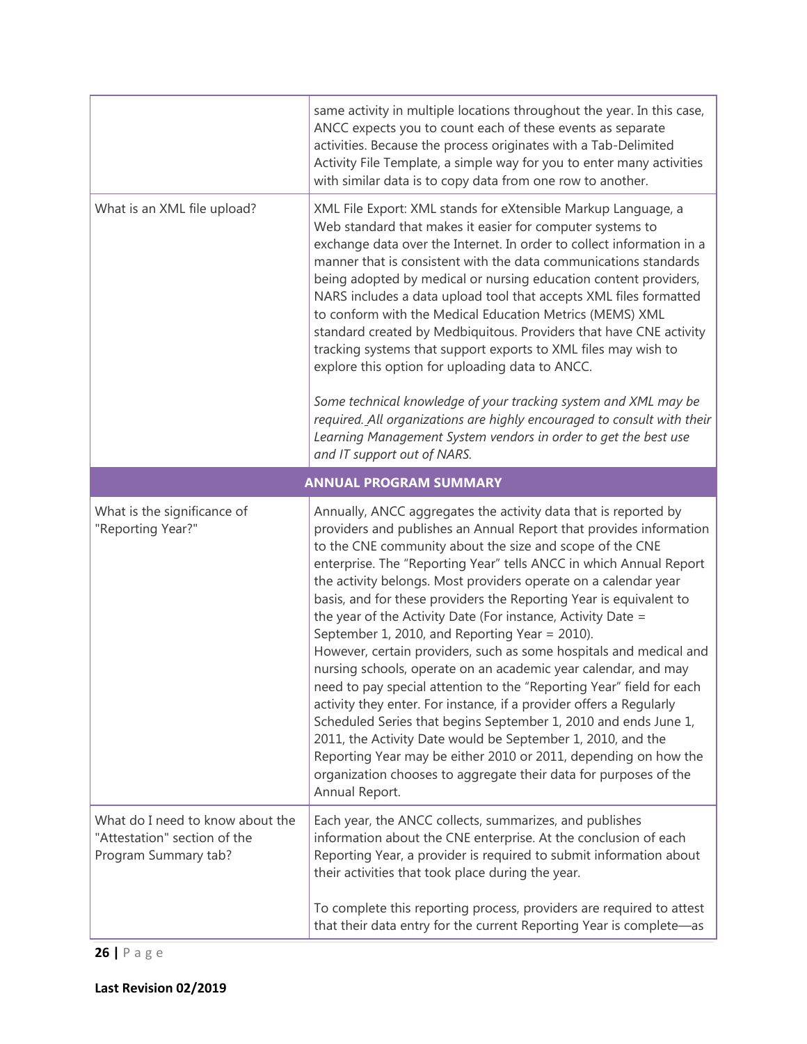| | |
|---|---|
| | same activity in multiple locations throughout the year. In this case, ANCC expects you to count each of these events as separate activities. Because the process originates with a Tab-Delimited Activity File Template, a simple way for you to enter many activities with similar data is to copy data from one row to another. |
| What is an XML file upload? | XML File Export: XML stands for eXtensible Markup Language, a Web standard that makes it easier for computer systems to exchange data over the Internet. In order to collect information in a manner that is consistent with the data communications standards being adopted by medical or nursing education content providers, NARS includes a data upload tool that accepts XML files formatted to conform with the Medical Education Metrics (MEMS) XML standard created by Medbiquitous. Providers that have CNE activity tracking systems that support exports to XML files may wish to explore this option for uploading data to ANCC.<br><br>*Some technical knowledge of your tracking system and XML may be required. All organizations are highly encouraged to consult with their Learning Management System vendors in order to get the best use and IT support out of NARS.* |
| **ANNUAL PROGRAM SUMMARY** | |
| What is the significance of "Reporting Year?" | Annually, ANCC aggregates the activity data that is reported by providers and publishes an Annual Report that provides information to the CNE community about the size and scope of the CNE enterprise. The "Reporting Year" tells ANCC in which Annual Report the activity belongs. Most providers operate on a calendar year basis, and for these providers the Reporting Year is equivalent to the year of the Activity Date (For instance, Activity Date = September 1, 2010, and Reporting Year = 2010).<br>However, certain providers, such as some hospitals and medical and nursing schools, operate on an academic year calendar, and may need to pay special attention to the "Reporting Year" field for each activity they enter. For instance, if a provider offers a Regularly Scheduled Series that begins September 1, 2010 and ends June 1, 2011, the Activity Date would be September 1, 2010, and the Reporting Year may be either 2010 or 2011, depending on how the organization chooses to aggregate their data for purposes of the Annual Report. |
| What do I need to know about the "Attestation" section of the Program Summary tab? | Each year, the ANCC collects, summarizes, and publishes information about the CNE enterprise. At the conclusion of each Reporting Year, a provider is required to submit information about their activities that took place during the year.<br><br>To complete this reporting process, providers are required to attest that their data entry for the current Reporting Year is complete—as |

**Last Revision 02/2019**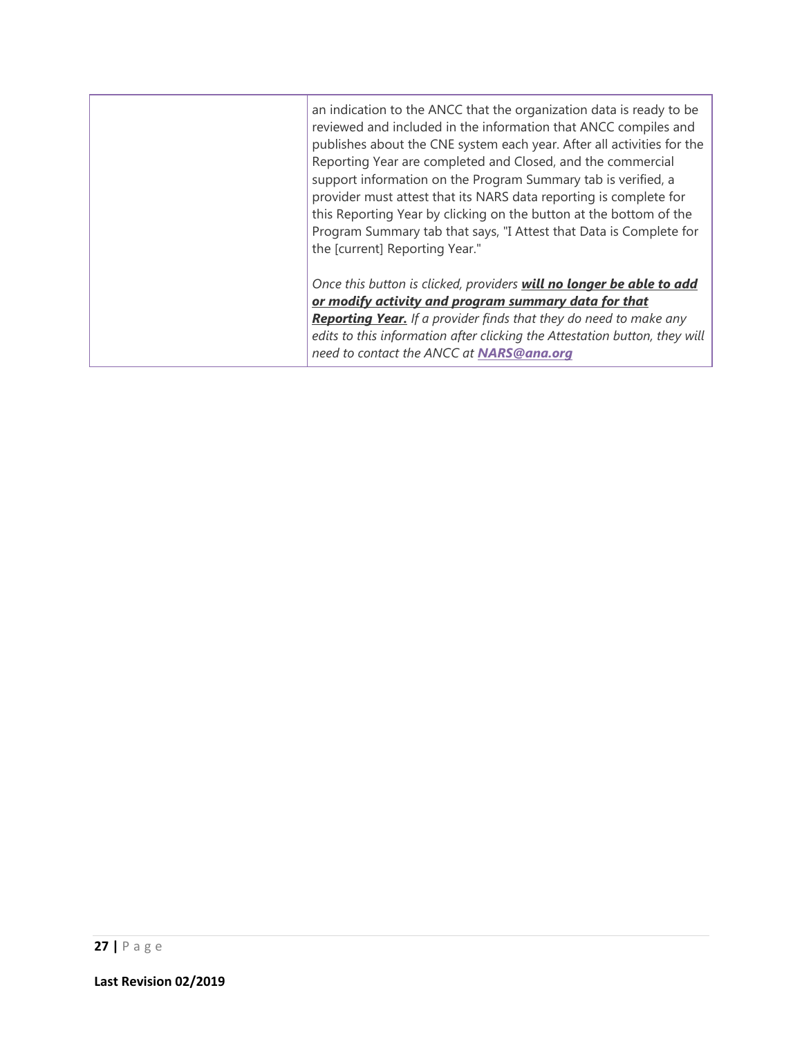| | |
|---|---|
| | an indication to the ANCC that the organization data is ready to be reviewed and included in the information that ANCC compiles and publishes about the CNE system each year. After all activities for the Reporting Year are completed and Closed, and the commercial support information on the Program Summary tab is verified, a provider must attest that its NARS data reporting is complete for this Reporting Year by clicking on the button at the bottom of the Program Summary tab that says, "I Attest that Data is Complete for the [current] Reporting Year."<br><br>*Once this button is clicked, providers* ***<u>will no longer be able to add or modify activity and program summary data for that Reporting Year.</u>*** *If a provider finds that they do need to make any edits to this information after clicking the Attestation button, they will need to contact the ANCC at* ***<u>NARS@ana.org</u>*** |

**Last Revision 02/2019**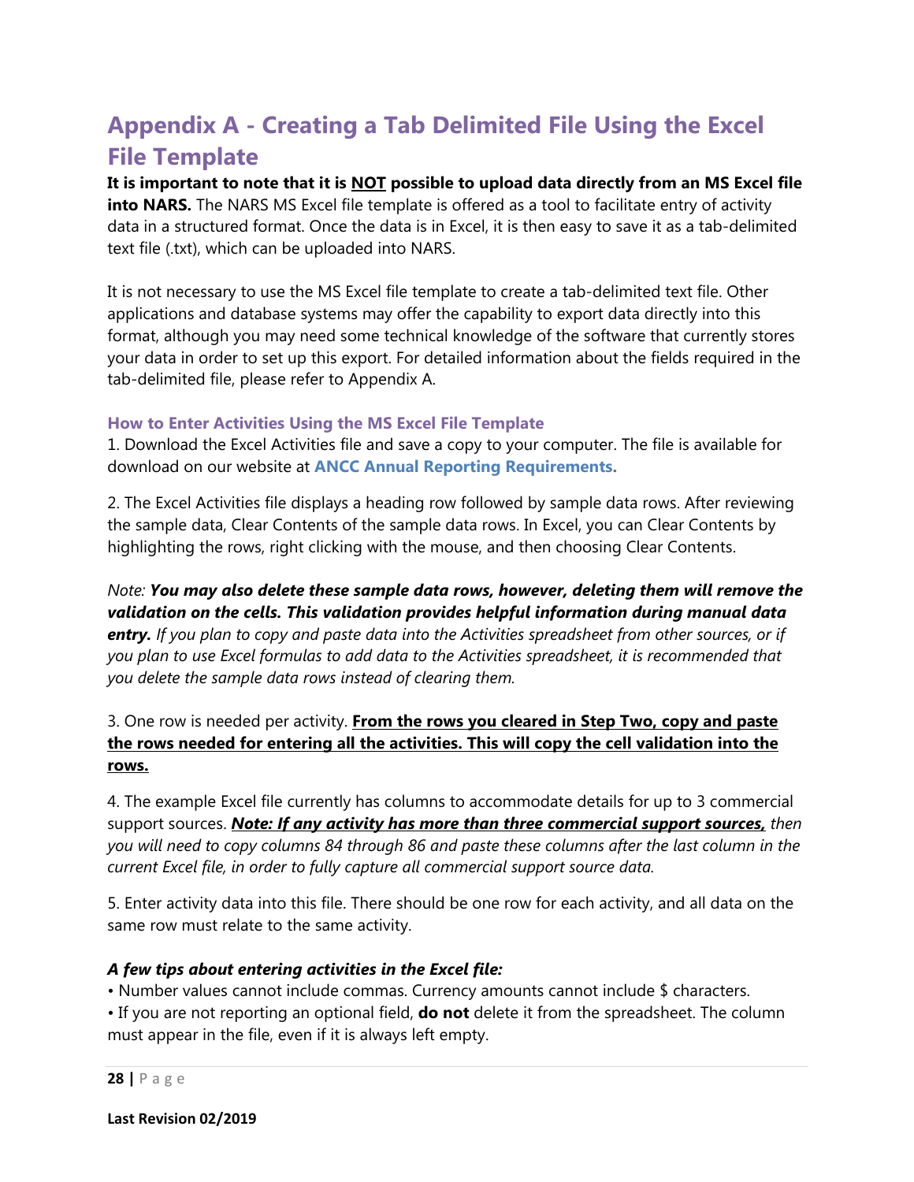# Appendix A - Creating a Tab Delimited File Using the Excel File Template

**It is important to note that it is <u>NOT</u> possible to upload data directly from an MS Excel file into NARS.** The NARS MS Excel file template is offered as a tool to facilitate entry of activity data in a structured format. Once the data is in Excel, it is then easy to save it as a tab-delimited text file (.txt), which can be uploaded into NARS.

It is not necessary to use the MS Excel file template to create a tab-delimited text file. Other applications and database systems may offer the capability to export data directly into this format, although you may need some technical knowledge of the software that currently stores your data in order to set up this export. For detailed information about the fields required in the tab-delimited file, please refer to Appendix A.

### How to Enter Activities Using the MS Excel File Template

1. Download the Excel Activities file and save a copy to your computer. The file is available for download on our website at **ANCC Annual Reporting Requirements.**

2. The Excel Activities file displays a heading row followed by sample data rows. After reviewing the sample data, Clear Contents of the sample data rows. In Excel, you can Clear Contents by highlighting the rows, right clicking with the mouse, and then choosing Clear Contents.

*Note: **You may also delete these sample data rows, however, deleting them will remove the validation on the cells. This validation provides helpful information during manual data entry.** If you plan to copy and paste data into the Activities spreadsheet from other sources, or if you plan to use Excel formulas to add data to the Activities spreadsheet, it is recommended that you delete the sample data rows instead of clearing them.*

3. One row is needed per activity. **<u>From the rows you cleared in Step Two, copy and paste the rows needed for entering all the activities. This will copy the cell validation into the rows.</u>**

4. The example Excel file currently has columns to accommodate details for up to 3 commercial support sources. ***<u>Note: If any activity has more than three commercial support sources,</u>*** *then you will need to copy columns 84 through 86 and paste these columns after the last column in the current Excel file, in order to fully capture all commercial support source data.*

5. Enter activity data into this file. There should be one row for each activity, and all data on the same row must relate to the same activity.

***A few tips about entering activities in the Excel file:***

- Number values cannot include commas. Currency amounts cannot include $ characters.
- If you are not reporting an optional field, **do not** delete it from the spreadsheet. The column must appear in the file, even if it is always left empty.

**Last Revision 02/2019**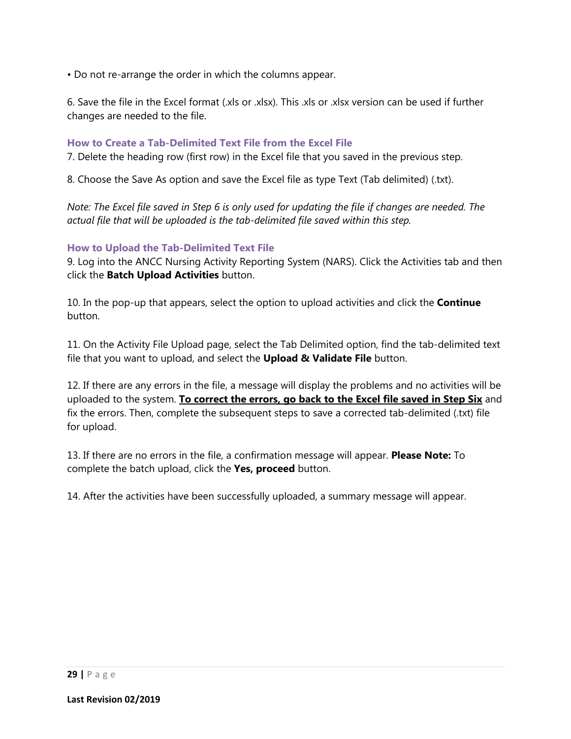- Do not re-arrange the order in which the columns appear.

6. Save the file in the Excel format (.xls or .xlsx). This .xls or .xlsx version can be used if further changes are needed to the file.

### How to Create a Tab-Delimited Text File from the Excel File

7. Delete the heading row (first row) in the Excel file that you saved in the previous step.

8. Choose the Save As option and save the Excel file as type Text (Tab delimited) (.txt).

*Note: The Excel file saved in Step 6 is only used for updating the file if changes are needed. The actual file that will be uploaded is the tab-delimited file saved within this step.*

### How to Upload the Tab-Delimited Text File

9. Log into the ANCC Nursing Activity Reporting System (NARS). Click the Activities tab and then click the **Batch Upload Activities** button.

10. In the pop-up that appears, select the option to upload activities and click the **Continue** button.

11. On the Activity File Upload page, select the Tab Delimited option, find the tab-delimited text file that you want to upload, and select the **Upload & Validate File** button.

12. If there are any errors in the file, a message will display the problems and no activities will be uploaded to the system. **<u>To correct the errors, go back to the Excel file saved in Step Six</u>** and fix the errors. Then, complete the subsequent steps to save a corrected tab-delimited (.txt) file for upload.

13. If there are no errors in the file, a confirmation message will appear. **Please Note:** To complete the batch upload, click the **Yes, proceed** button.

14. After the activities have been successfully uploaded, a summary message will appear.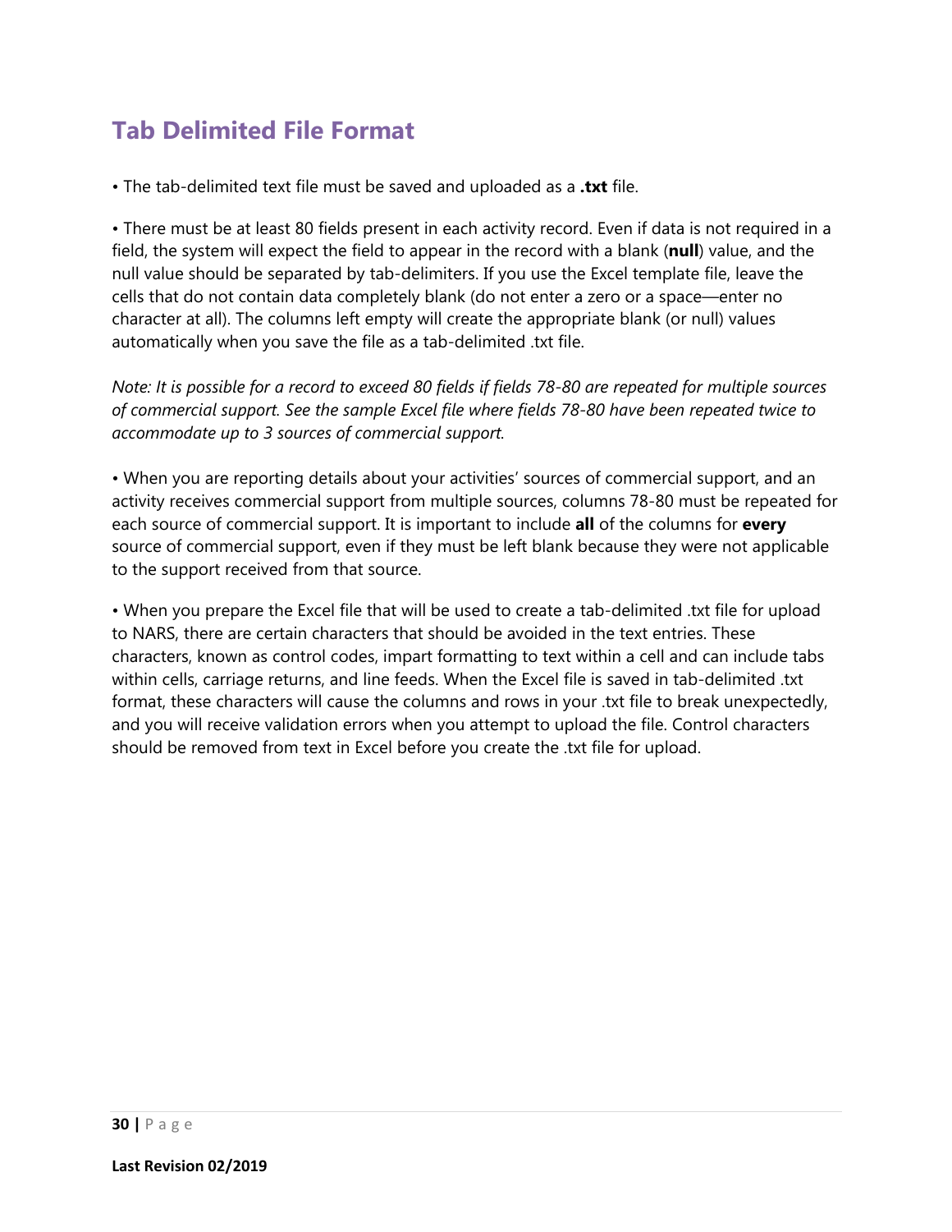## Tab Delimited File Format

• The tab-delimited text file must be saved and uploaded as a **.txt** file.

• There must be at least 80 fields present in each activity record. Even if data is not required in a field, the system will expect the field to appear in the record with a blank (**null**) value, and the null value should be separated by tab-delimiters. If you use the Excel template file, leave the cells that do not contain data completely blank (do not enter a zero or a space—enter no character at all). The columns left empty will create the appropriate blank (or null) values automatically when you save the file as a tab-delimited .txt file.

*Note: It is possible for a record to exceed 80 fields if fields 78-80 are repeated for multiple sources of commercial support. See the sample Excel file where fields 78-80 have been repeated twice to accommodate up to 3 sources of commercial support.*

• When you are reporting details about your activities' sources of commercial support, and an activity receives commercial support from multiple sources, columns 78-80 must be repeated for each source of commercial support. It is important to include **all** of the columns for **every** source of commercial support, even if they must be left blank because they were not applicable to the support received from that source.

• When you prepare the Excel file that will be used to create a tab-delimited .txt file for upload to NARS, there are certain characters that should be avoided in the text entries. These characters, known as control codes, impart formatting to text within a cell and can include tabs within cells, carriage returns, and line feeds. When the Excel file is saved in tab-delimited .txt format, these characters will cause the columns and rows in your .txt file to break unexpectedly, and you will receive validation errors when you attempt to upload the file. Control characters should be removed from text in Excel before you create the .txt file for upload.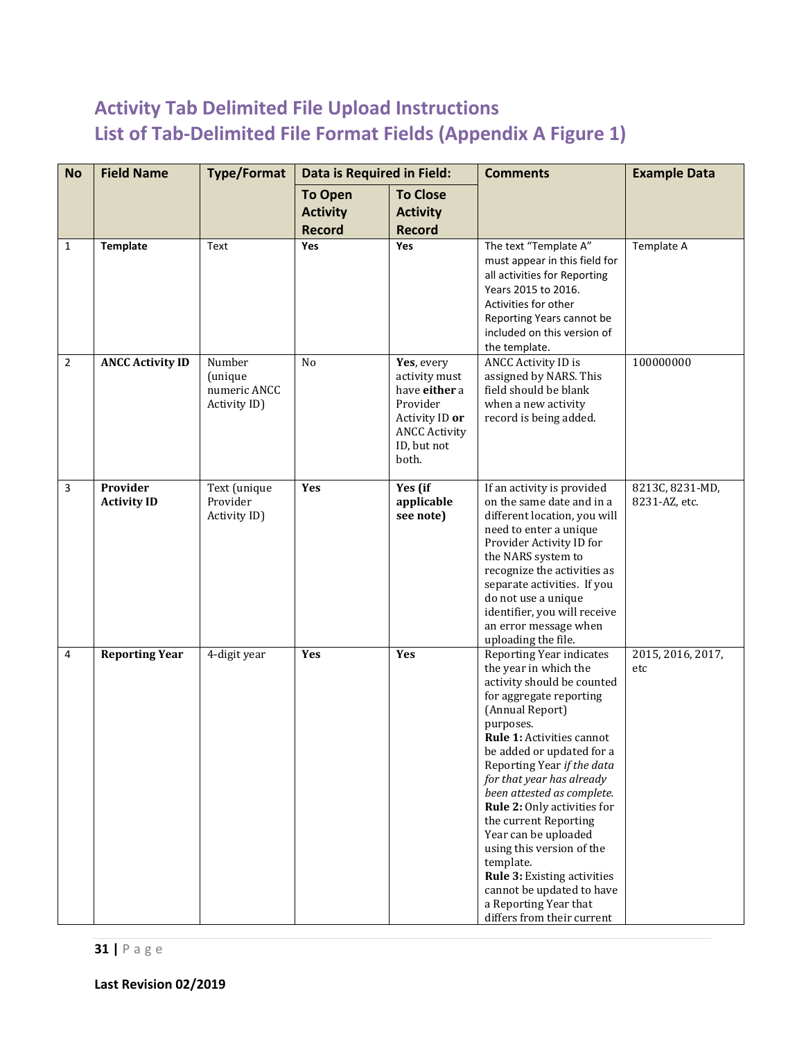# Activity Tab Delimited File Upload Instructions
# List of Tab-Delimited File Format Fields (Appendix A Figure 1)

| No | Field Name | Type/Format | Data is Required in Field: | | Comments | Example Data |
|---|---|---|---|---|---|---|
| | | | To Open Activity Record | To Close Activity Record | | |
| 1 | **Template** | Text | **Yes** | **Yes** | The text "Template A" must appear in this field for all activities for Reporting Years 2015 to 2016. Activities for other Reporting Years cannot be included on this version of the template. | Template A |
| 2 | **ANCC Activity ID** | Number (unique numeric ANCC Activity ID) | No | **Yes**, every activity must have **either** a Provider Activity ID **or** ANCC Activity ID, but not both. | ANCC Activity ID is assigned by NARS. This field should be blank when a new activity record is being added. | 100000000 |
| 3 | **Provider Activity ID** | Text (unique Provider Activity ID) | **Yes** | **Yes (if applicable see note)** | If an activity is provided on the same date and in a different location, you will need to enter a unique Provider Activity ID for the NARS system to recognize the activities as separate activities. If you do not use a unique identifier, you will receive an error message when uploading the file. | 8213C, 8231-MD, 8231-AZ, etc. |
| 4 | **Reporting Year** | 4-digit year | **Yes** | **Yes** | Reporting Year indicates the year in which the activity should be counted for aggregate reporting (Annual Report) purposes. **Rule 1:** Activities cannot be added or updated for a Reporting Year *if the data for that year has already been attested as complete.* **Rule 2:** Only activities for the current Reporting Year can be uploaded using this version of the template. **Rule 3:** Existing activities cannot be updated to have a Reporting Year that differs from their current | 2015, 2016, 2017, etc |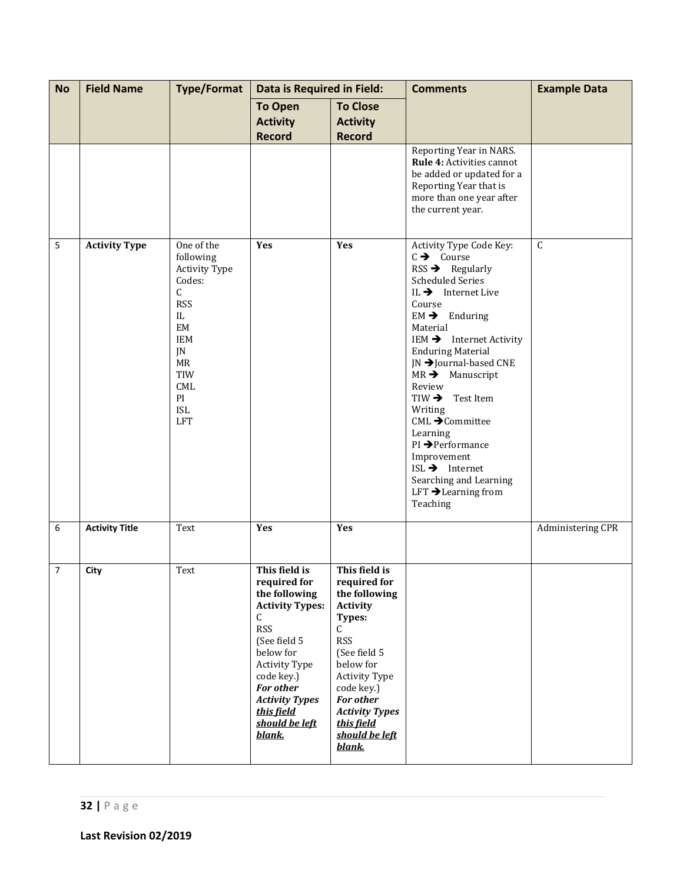| No | Field Name | Type/Format | Data is Required in Field: | | Comments | Example Data |
|---|---|---|---|---|---|---|
| | | | To Open Activity Record | To Close Activity Record | | |
| | | | | | Reporting Year in NARS. **Rule 4:** Activities cannot be added or updated for a Reporting Year that is more than one year after the current year. | |
| 5 | **Activity Type** | One of the following Activity Type Codes:<br>C<br>RSS<br>IL<br>EM<br>IEM<br>JN<br>MR<br>TIW<br>CML<br>PI<br>ISL<br>LFT | **Yes** | **Yes** | Activity Type Code Key:<br>C ➔ Course<br>RSS ➔ Regularly Scheduled Series<br>IL ➔ Internet Live Course<br>EM ➔ Enduring Material<br>IEM ➔ Internet Activity Enduring Material<br>JN ➔Journal-based CNE<br>MR ➔ Manuscript Review<br>TIW ➔ Test Item Writing<br>CML ➔Committee Learning<br>PI ➔Performance Improvement<br>ISL ➔ Internet Searching and Learning<br>LFT ➔Learning from Teaching | C |
| 6 | **Activity Title** | Text | **Yes** | **Yes** | | Administering CPR |
| 7 | **City** | Text | **This field is required for the following Activity Types:**<br>C<br>RSS<br>(See field 5 below for Activity Type code key.)<br>***For other Activity Types <u>this field should be left blank.</u>*** | **This field is required for the following Activity Types:**<br>C<br>RSS<br>(See field 5 below for Activity Type code key.)<br>***For other Activity Types <u>this field should be left blank.</u>*** | | |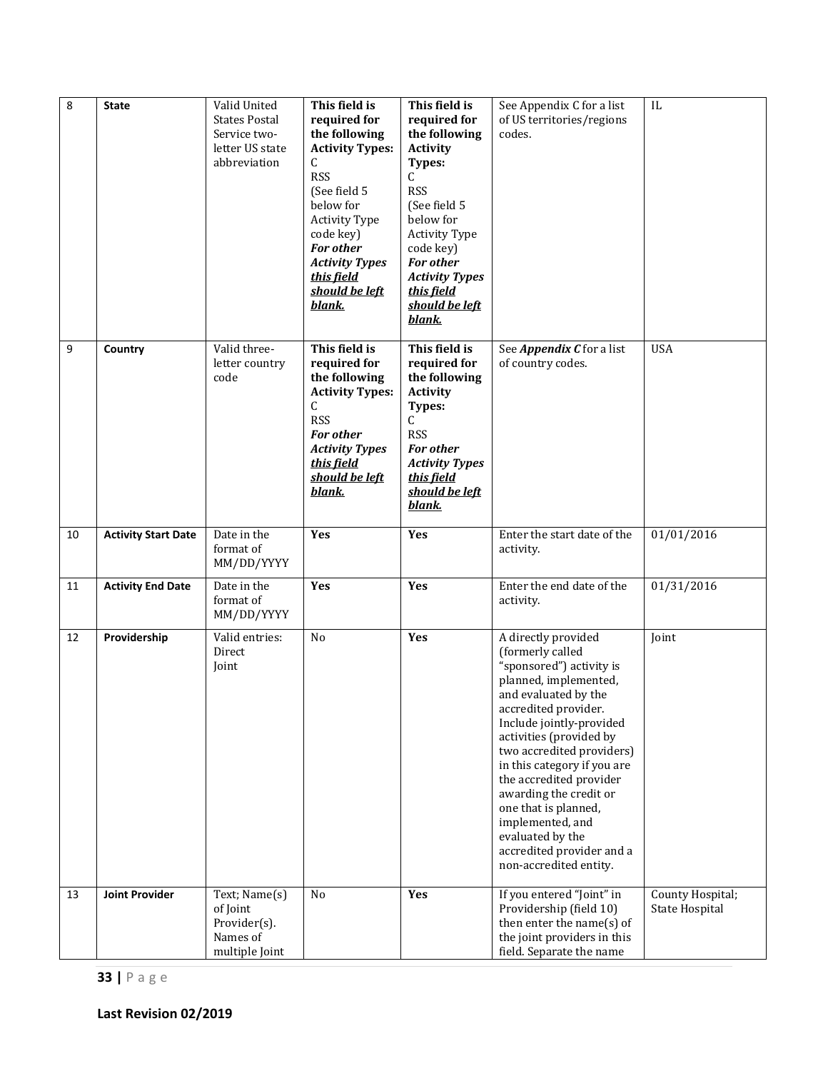| 8 | **State** | Valid United States Postal Service two-letter US state abbreviation | **This field is required for the following Activity Types:** C RSS (See field 5 below for Activity Type code key) ***For other Activity Types <u>this field should be left blank.</u>*** | **This field is required for the following Activity Types:** C RSS (See field 5 below for Activity Type code key) ***For other Activity Types <u>this field should be left blank.</u>*** | See Appendix C for a list of US territories/regions codes. | IL |
|---|---|---|---|---|---|---|
| 9 | **Country** | Valid three-letter country code | **This field is required for the following Activity Types:** C RSS ***For other Activity Types <u>this field should be left blank.</u>*** | **This field is required for the following Activity Types:** C RSS ***For other Activity Types <u>this field should be left blank.</u>*** | See ***Appendix C*** for a list of country codes. | USA |
| 10 | **Activity Start Date** | Date in the format of MM/DD/YYYY | **Yes** | **Yes** | Enter the start date of the activity. | 01/01/2016 |
| 11 | **Activity End Date** | Date in the format of MM/DD/YYYY | **Yes** | **Yes** | Enter the end date of the activity. | 01/31/2016 |
| 12 | **Providership** | Valid entries: Direct Joint | No | **Yes** | A directly provided (formerly called "sponsored") activity is planned, implemented, and evaluated by the accredited provider. Include jointly-provided activities (provided by two accredited providers) in this category if you are the accredited provider awarding the credit or one that is planned, implemented, and evaluated by the accredited provider and a non-accredited entity. | Joint |
| 13 | **Joint Provider** | Text; Name(s) of Joint Provider(s). Names of multiple Joint | No | **Yes** | If you entered "Joint" in Providership (field 10) then enter the name(s) of the joint providers in this field. Separate the name | County Hospital; State Hospital |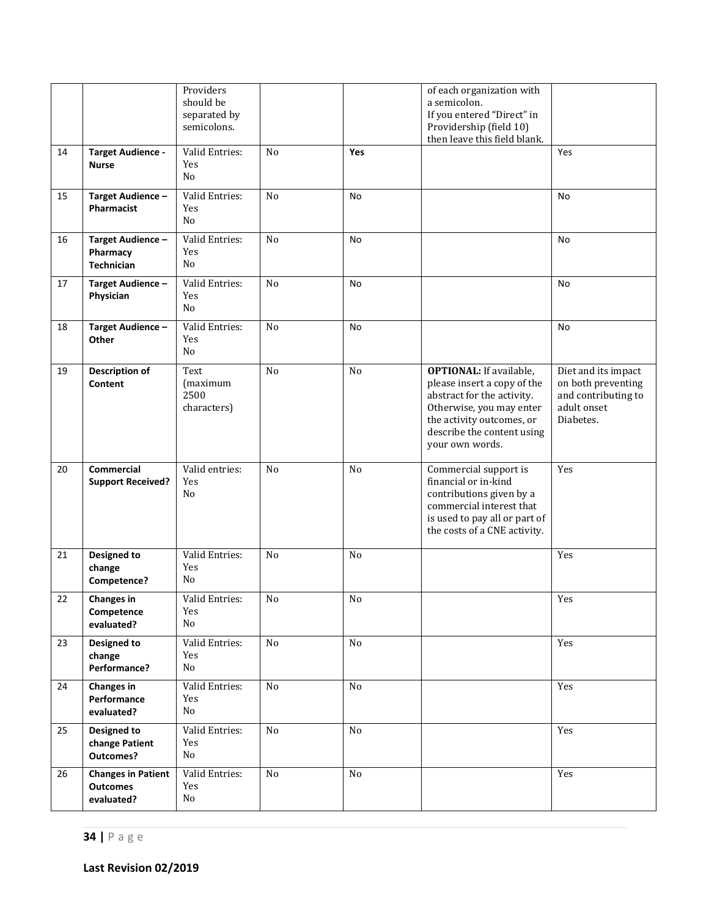| | | Providers should be separated by semicolons. | | | of each organization with a semicolon. If you entered "Direct" in Providership (field 10) then leave this field blank. | |
|---|---|---|---|---|---|---|
| 14 | **Target Audience - Nurse** | Valid Entries: Yes No | No | **Yes** | | Yes |
| 15 | **Target Audience – Pharmacist** | Valid Entries: Yes No | No | No | | No |
| 16 | **Target Audience – Pharmacy Technician** | Valid Entries: Yes No | No | No | | No |
| 17 | **Target Audience – Physician** | Valid Entries: Yes No | No | No | | No |
| 18 | **Target Audience – Other** | Valid Entries: Yes No | No | No | | No |
| 19 | **Description of Content** | Text (maximum 2500 characters) | No | No | **OPTIONAL:** If available, please insert a copy of the abstract for the activity. Otherwise, you may enter the activity outcomes, or describe the content using your own words. | Diet and its impact on both preventing and contributing to adult onset Diabetes. |
| 20 | **Commercial Support Received?** | Valid entries: Yes No | No | No | Commercial support is financial or in-kind contributions given by a commercial interest that is used to pay all or part of the costs of a CNE activity. | Yes |
| 21 | **Designed to change Competence?** | Valid Entries: Yes No | No | No | | Yes |
| 22 | **Changes in Competence evaluated?** | Valid Entries: Yes No | No | No | | Yes |
| 23 | **Designed to change Performance?** | Valid Entries: Yes No | No | No | | Yes |
| 24 | **Changes in Performance evaluated?** | Valid Entries: Yes No | No | No | | Yes |
| 25 | **Designed to change Patient Outcomes?** | Valid Entries: Yes No | No | No | | Yes |
| 26 | **Changes in Patient Outcomes evaluated?** | Valid Entries: Yes No | No | No | | Yes |

**Last Revision 02/2019**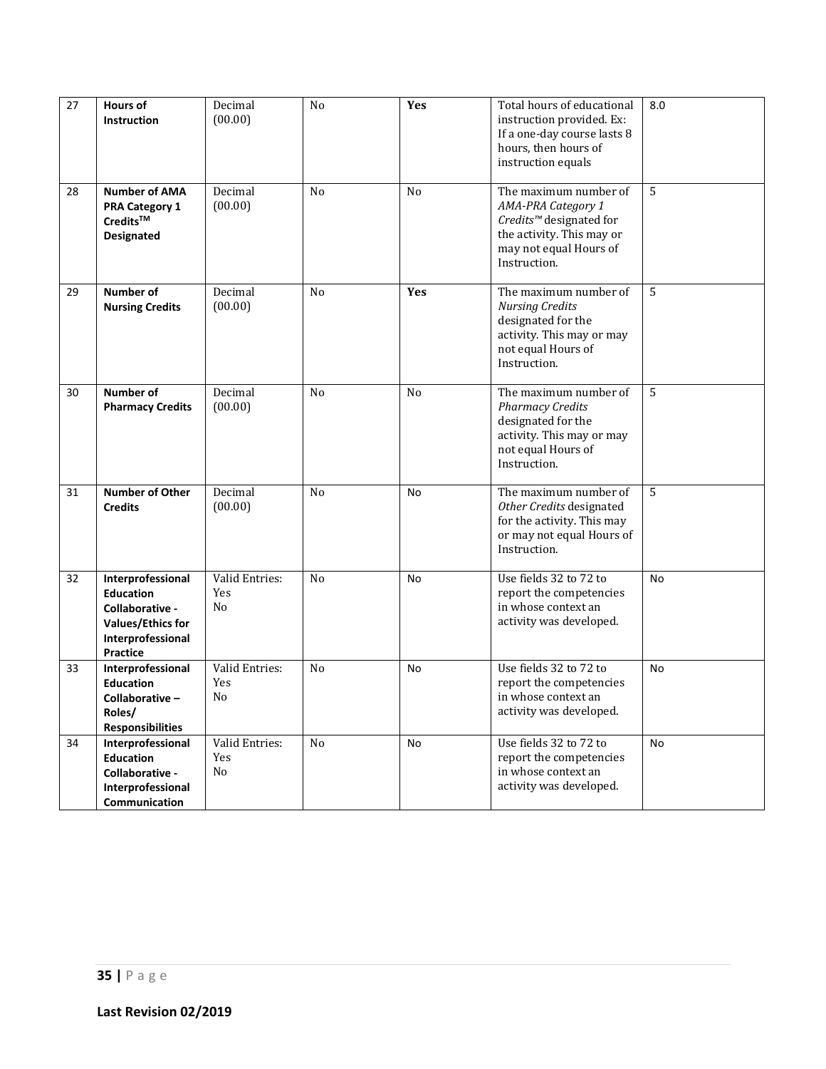| | | | | | | |
|---|---|---|---|---|---|---|
| 27 | **Hours of Instruction** | Decimal (00.00) | No | **Yes** | Total hours of educational instruction provided. Ex: If a one-day course lasts 8 hours, then hours of instruction equals | 8.0 |
| 28 | **Number of AMA PRA Category 1 Credits™ Designated** | Decimal (00.00) | No | No | The maximum number of *AMA-PRA Category 1 Credits™* designated for the activity. This may or may not equal Hours of Instruction. | 5 |
| 29 | **Number of Nursing Credits** | Decimal (00.00) | No | **Yes** | The maximum number of *Nursing Credits* designated for the activity. This may or may not equal Hours of Instruction. | 5 |
| 30 | **Number of Pharmacy Credits** | Decimal (00.00) | No | No | The maximum number of *Pharmacy Credits* designated for the activity. This may or may not equal Hours of Instruction. | 5 |
| 31 | **Number of Other Credits** | Decimal (00.00) | No | No | The maximum number of *Other Credits* designated for the activity. This may or may not equal Hours of Instruction. | 5 |
| 32 | **Interprofessional Education Collaborative - Values/Ethics for Interprofessional Practice** | Valid Entries: Yes No | No | No | Use fields 32 to 72 to report the competencies in whose context an activity was developed. | No |
| 33 | **Interprofessional Education Collaborative – Roles/ Responsibilities** | Valid Entries: Yes No | No | No | Use fields 32 to 72 to report the competencies in whose context an activity was developed. | No |
| 34 | **Interprofessional Education Collaborative - Interprofessional Communication** | Valid Entries: Yes No | No | No | Use fields 32 to 72 to report the competencies in whose context an activity was developed. | No |

**Last Revision 02/2019**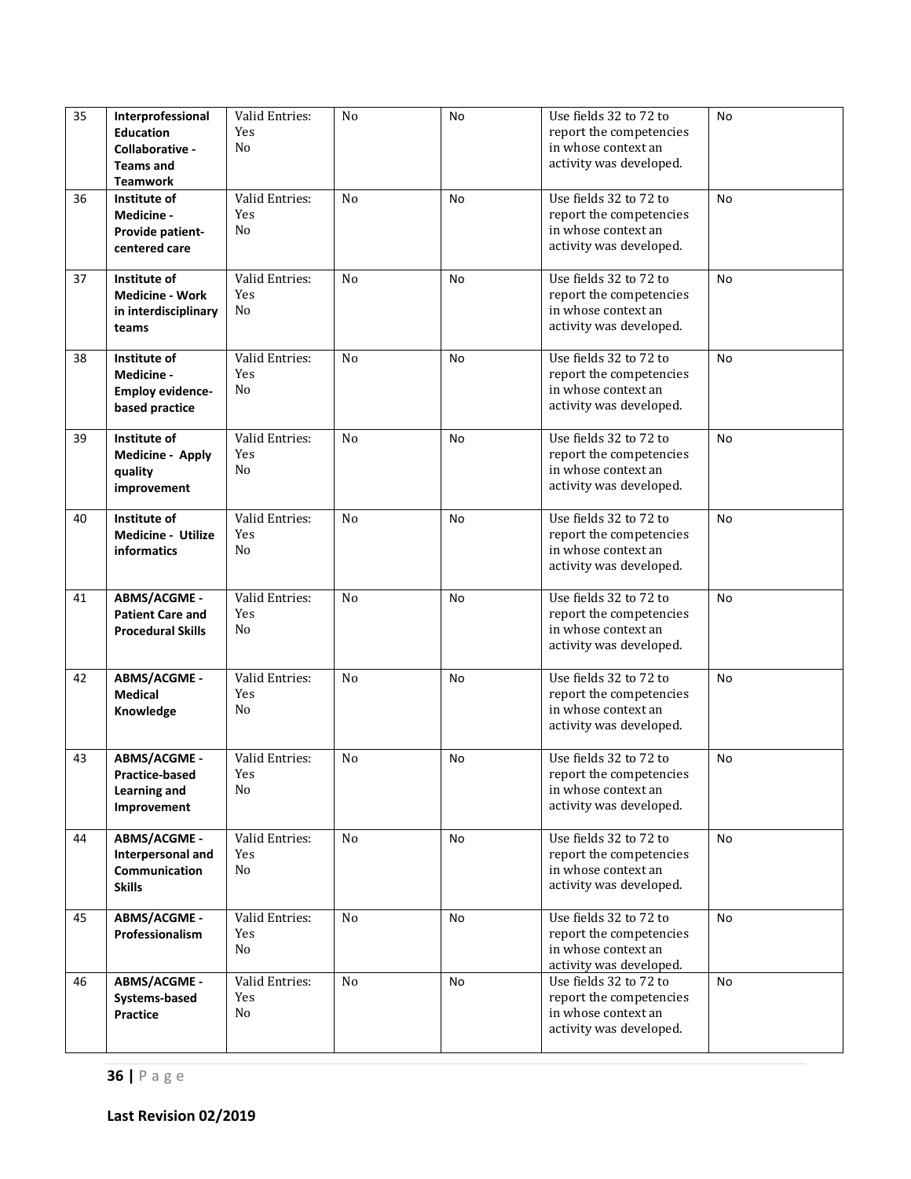| 35 | **Interprofessional Education Collaborative - Teams and Teamwork** | Valid Entries: Yes No | No | No | Use fields 32 to 72 to report the competencies in whose context an activity was developed. | No |
|---|---|---|---|---|---|---|
| 36 | **Institute of Medicine - Provide patient-centered care** | Valid Entries: Yes No | No | No | Use fields 32 to 72 to report the competencies in whose context an activity was developed. | No |
| 37 | **Institute of Medicine - Work in interdisciplinary teams** | Valid Entries: Yes No | No | No | Use fields 32 to 72 to report the competencies in whose context an activity was developed. | No |
| 38 | **Institute of Medicine - Employ evidence-based practice** | Valid Entries: Yes No | No | No | Use fields 32 to 72 to report the competencies in whose context an activity was developed. | No |
| 39 | **Institute of Medicine - Apply quality improvement** | Valid Entries: Yes No | No | No | Use fields 32 to 72 to report the competencies in whose context an activity was developed. | No |
| 40 | **Institute of Medicine - Utilize informatics** | Valid Entries: Yes No | No | No | Use fields 32 to 72 to report the competencies in whose context an activity was developed. | No |
| 41 | **ABMS/ACGME - Patient Care and Procedural Skills** | Valid Entries: Yes No | No | No | Use fields 32 to 72 to report the competencies in whose context an activity was developed. | No |
| 42 | **ABMS/ACGME - Medical Knowledge** | Valid Entries: Yes No | No | No | Use fields 32 to 72 to report the competencies in whose context an activity was developed. | No |
| 43 | **ABMS/ACGME - Practice-based Learning and Improvement** | Valid Entries: Yes No | No | No | Use fields 32 to 72 to report the competencies in whose context an activity was developed. | No |
| 44 | **ABMS/ACGME - Interpersonal and Communication Skills** | Valid Entries: Yes No | No | No | Use fields 32 to 72 to report the competencies in whose context an activity was developed. | No |
| 45 | **ABMS/ACGME - Professionalism** | Valid Entries: Yes No | No | No | Use fields 32 to 72 to report the competencies in whose context an activity was developed. | No |
| 46 | **ABMS/ACGME - Systems-based Practice** | Valid Entries: Yes No | No | No | Use fields 32 to 72 to report the competencies in whose context an activity was developed. | No |

**Last Revision 02/2019**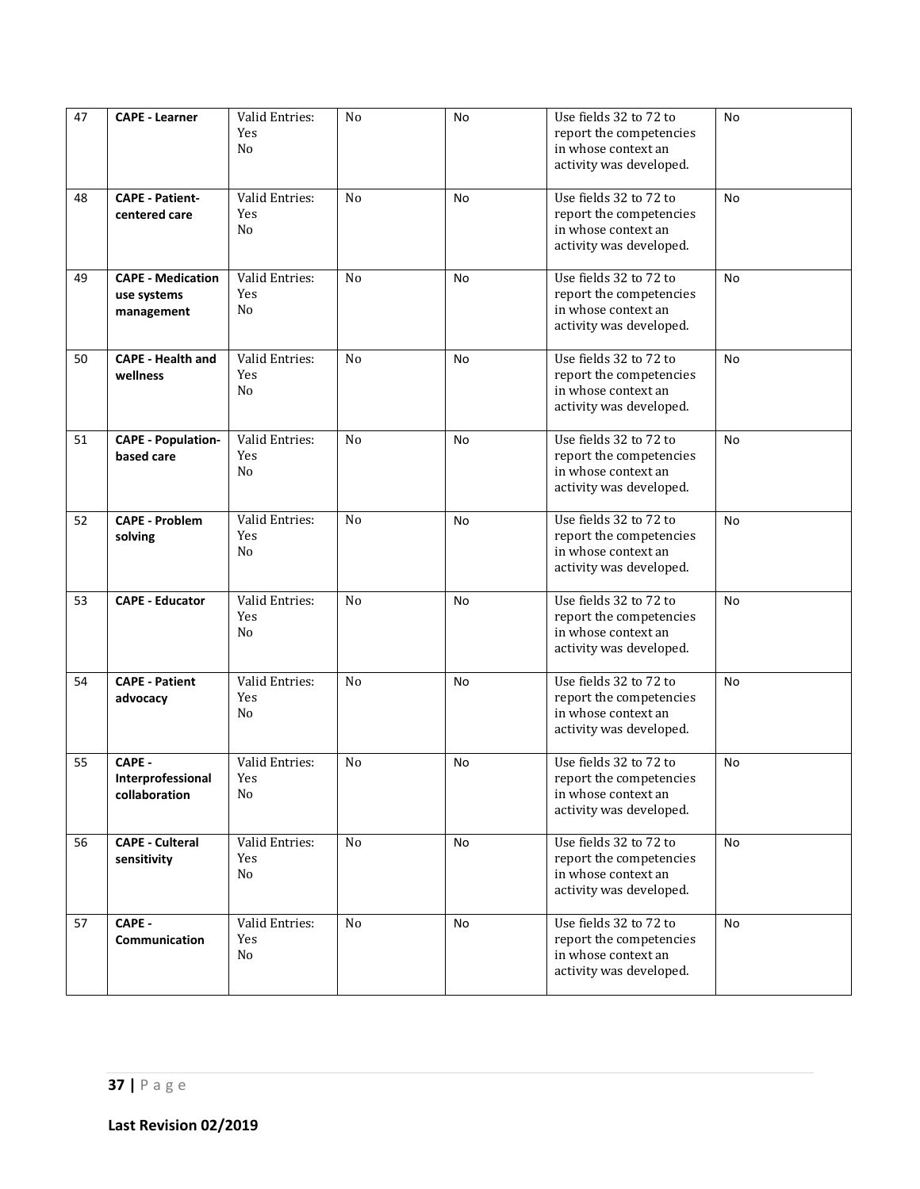| 47 | **CAPE - Learner** | Valid Entries:<br>Yes<br>No | No | No | Use fields 32 to 72 to report the competencies in whose context an activity was developed. | No |
|---|---|---|---|---|---|---|
| 48 | **CAPE - Patient-centered care** | Valid Entries:<br>Yes<br>No | No | No | Use fields 32 to 72 to report the competencies in whose context an activity was developed. | No |
| 49 | **CAPE - Medication use systems management** | Valid Entries:<br>Yes<br>No | No | No | Use fields 32 to 72 to report the competencies in whose context an activity was developed. | No |
| 50 | **CAPE - Health and wellness** | Valid Entries:<br>Yes<br>No | No | No | Use fields 32 to 72 to report the competencies in whose context an activity was developed. | No |
| 51 | **CAPE - Population-based care** | Valid Entries:<br>Yes<br>No | No | No | Use fields 32 to 72 to report the competencies in whose context an activity was developed. | No |
| 52 | **CAPE - Problem solving** | Valid Entries:<br>Yes<br>No | No | No | Use fields 32 to 72 to report the competencies in whose context an activity was developed. | No |
| 53 | **CAPE - Educator** | Valid Entries:<br>Yes<br>No | No | No | Use fields 32 to 72 to report the competencies in whose context an activity was developed. | No |
| 54 | **CAPE - Patient advocacy** | Valid Entries:<br>Yes<br>No | No | No | Use fields 32 to 72 to report the competencies in whose context an activity was developed. | No |
| 55 | **CAPE - Interprofessional collaboration** | Valid Entries:<br>Yes<br>No | No | No | Use fields 32 to 72 to report the competencies in whose context an activity was developed. | No |
| 56 | **CAPE - Culteral sensitivity** | Valid Entries:<br>Yes<br>No | No | No | Use fields 32 to 72 to report the competencies in whose context an activity was developed. | No |
| 57 | **CAPE - Communication** | Valid Entries:<br>Yes<br>No | No | No | Use fields 32 to 72 to report the competencies in whose context an activity was developed. | No |

**Last Revision 02/2019**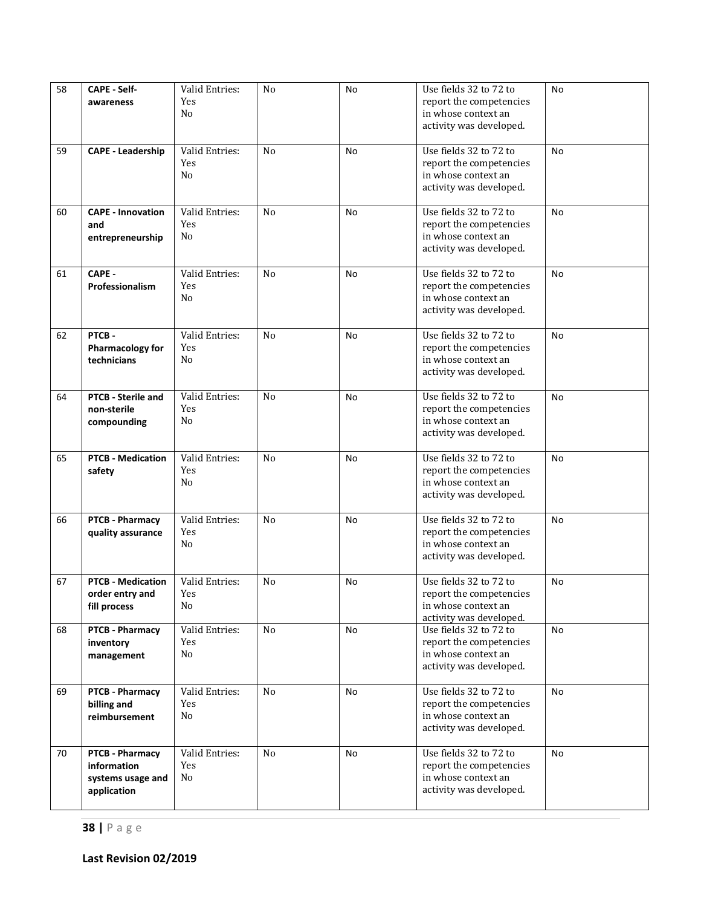| 58 | **CAPE - Self-awareness** | Valid Entries: Yes No | No | No | Use fields 32 to 72 to report the competencies in whose context an activity was developed. | No |
|---|---|---|---|---|---|---|
| 59 | **CAPE - Leadership** | Valid Entries: Yes No | No | No | Use fields 32 to 72 to report the competencies in whose context an activity was developed. | No |
| 60 | **CAPE - Innovation and entrepreneurship** | Valid Entries: Yes No | No | No | Use fields 32 to 72 to report the competencies in whose context an activity was developed. | No |
| 61 | **CAPE - Professionalism** | Valid Entries: Yes No | No | No | Use fields 32 to 72 to report the competencies in whose context an activity was developed. | No |
| 62 | **PTCB - Pharmacology for technicians** | Valid Entries: Yes No | No | No | Use fields 32 to 72 to report the competencies in whose context an activity was developed. | No |
| 64 | **PTCB - Sterile and non-sterile compounding** | Valid Entries: Yes No | No | No | Use fields 32 to 72 to report the competencies in whose context an activity was developed. | No |
| 65 | **PTCB - Medication safety** | Valid Entries: Yes No | No | No | Use fields 32 to 72 to report the competencies in whose context an activity was developed. | No |
| 66 | **PTCB - Pharmacy quality assurance** | Valid Entries: Yes No | No | No | Use fields 32 to 72 to report the competencies in whose context an activity was developed. | No |
| 67 | **PTCB - Medication order entry and fill process** | Valid Entries: Yes No | No | No | Use fields 32 to 72 to report the competencies in whose context an activity was developed. | No |
| 68 | **PTCB - Pharmacy inventory management** | Valid Entries: Yes No | No | No | Use fields 32 to 72 to report the competencies in whose context an activity was developed. | No |
| 69 | **PTCB - Pharmacy billing and reimbursement** | Valid Entries: Yes No | No | No | Use fields 32 to 72 to report the competencies in whose context an activity was developed. | No |
| 70 | **PTCB - Pharmacy information systems usage and application** | Valid Entries: Yes No | No | No | Use fields 32 to 72 to report the competencies in whose context an activity was developed. | No |

**Last Revision 02/2019**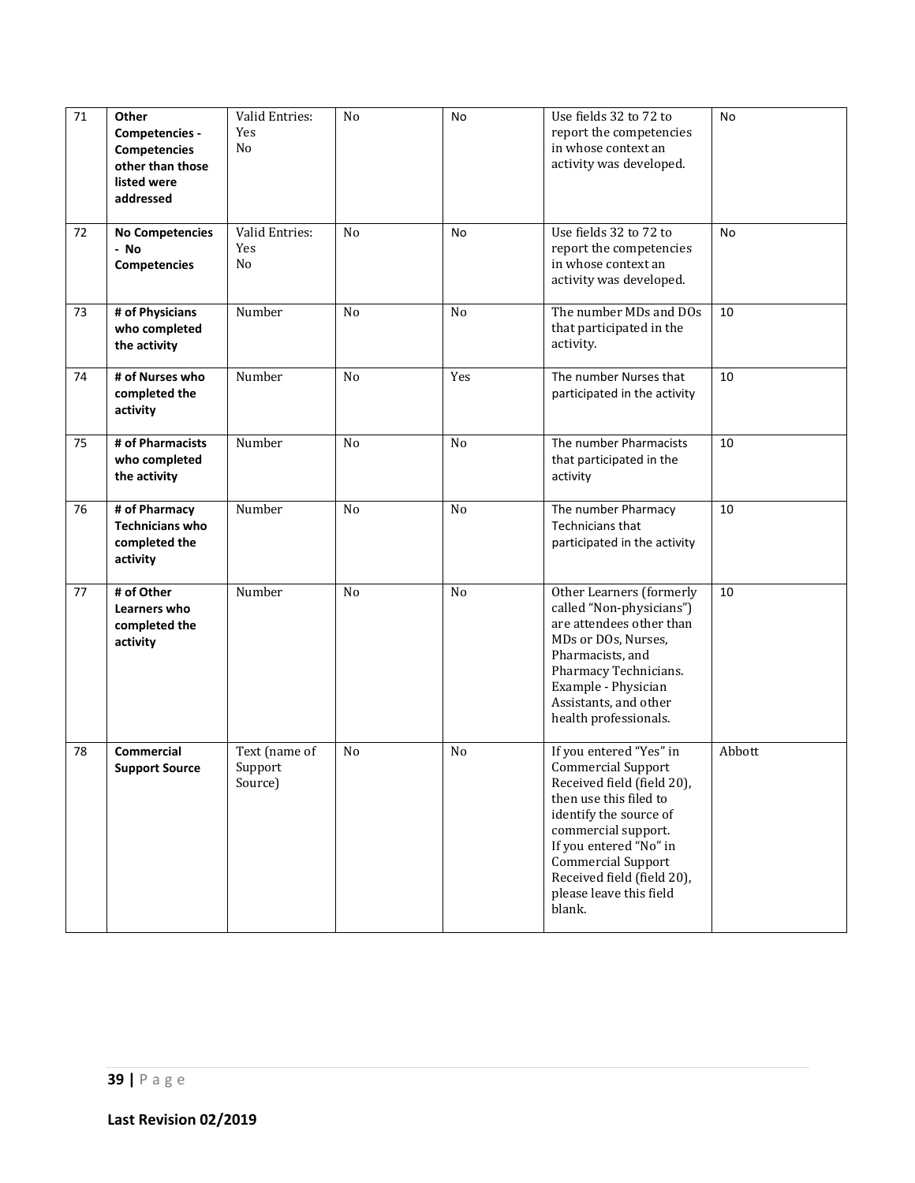| 71 | **Other Competencies - Competencies other than those listed were addressed** | Valid Entries: Yes No | No | No | Use fields 32 to 72 to report the competencies in whose context an activity was developed. | No |
|---|---|---|---|---|---|---|
| 72 | **No Competencies - No Competencies** | Valid Entries: Yes No | No | No | Use fields 32 to 72 to report the competencies in whose context an activity was developed. | No |
| 73 | **# of Physicians who completed the activity** | Number | No | No | The number MDs and DOs that participated in the activity. | 10 |
| 74 | **# of Nurses who completed the activity** | Number | No | Yes | The number Nurses that participated in the activity | 10 |
| 75 | **# of Pharmacists who completed the activity** | Number | No | No | The number Pharmacists that participated in the activity | 10 |
| 76 | **# of Pharmacy Technicians who completed the activity** | Number | No | No | The number Pharmacy Technicians that participated in the activity | 10 |
| 77 | **# of Other Learners who completed the activity** | Number | No | No | Other Learners (formerly called "Non-physicians") are attendees other than MDs or DOs, Nurses, Pharmacists, and Pharmacy Technicians. Example - Physician Assistants, and other health professionals. | 10 |
| 78 | **Commercial Support Source** | Text (name of Support Source) | No | No | If you entered "Yes" in Commercial Support Received field (field 20), then use this filed to identify the source of commercial support. If you entered "No" in Commercial Support Received field (field 20), please leave this field blank. | Abbott |

**Last Revision 02/2019**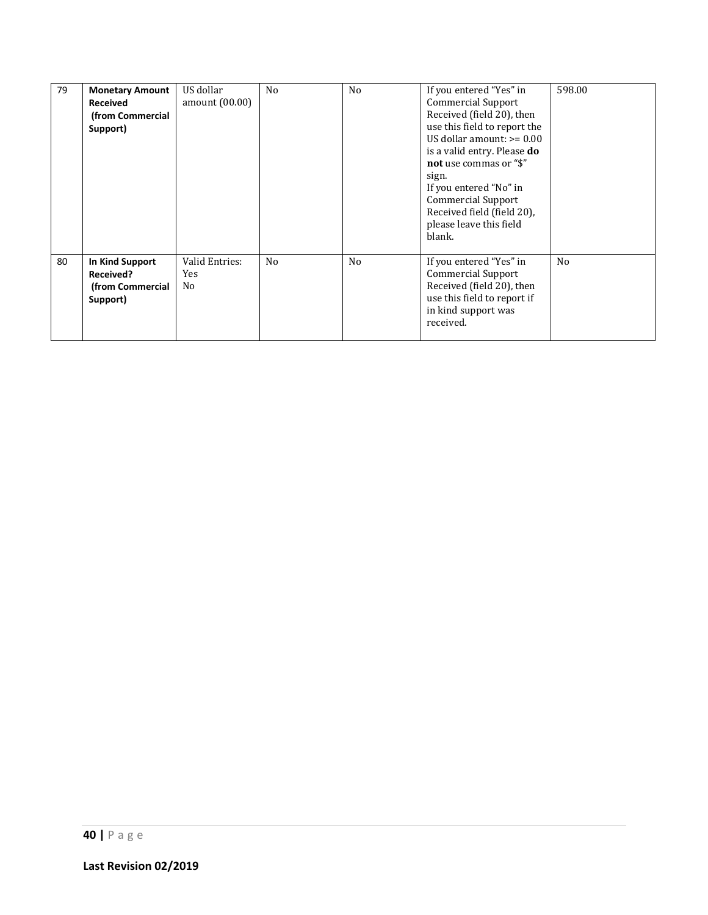| 79 | **Monetary Amount Received (from Commercial Support)** | US dollar amount (00.00) | No | No | If you entered "Yes" in Commercial Support Received (field 20), then use this field to report the US dollar amount: >= 0.00 is a valid entry. Please **do not** use commas or "$" sign. If you entered "No" in Commercial Support Received field (field 20), please leave this field blank. | 598.00 |
|---|---|---|---|---|---|---|
| 80 | **In Kind Support Received? (from Commercial Support)** | Valid Entries: Yes No | No | No | If you entered "Yes" in Commercial Support Received (field 20), then use this field to report if in kind support was received. | No |

**Last Revision 02/2019**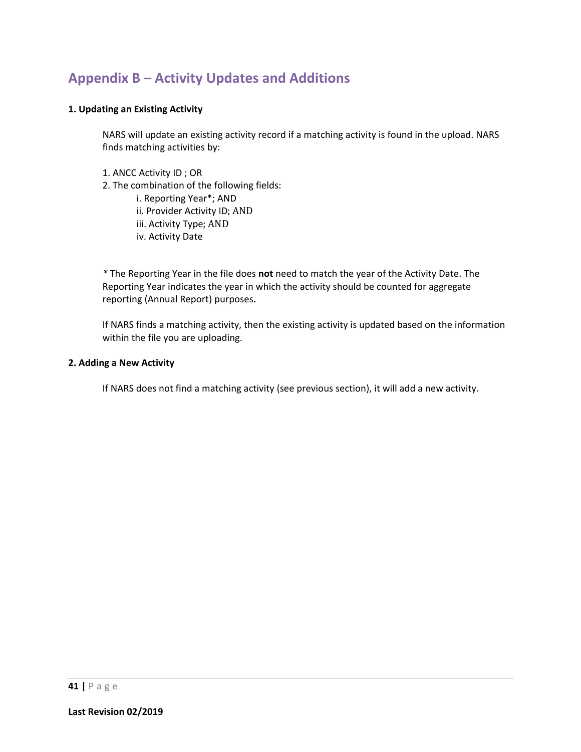## Appendix B – Activity Updates and Additions

**1. Updating an Existing Activity**

NARS will update an existing activity record if a matching activity is found in the upload. NARS finds matching activities by:

1. ANCC Activity ID ; OR
2. The combination of the following fields:
    - i. Reporting Year*; AND
    - ii. Provider Activity ID; AND
    - iii. Activity Type; AND
    - iv. Activity Date

*\* The Reporting Year in the file does **not** need to match the year of the Activity Date. The Reporting Year indicates the year in which the activity should be counted for aggregate reporting (Annual Report) purposes.*

If NARS finds a matching activity, then the existing activity is updated based on the information within the file you are uploading.

**2. Adding a New Activity**

If NARS does not find a matching activity (see previous section), it will add a new activity.

**Last Revision 02/2019**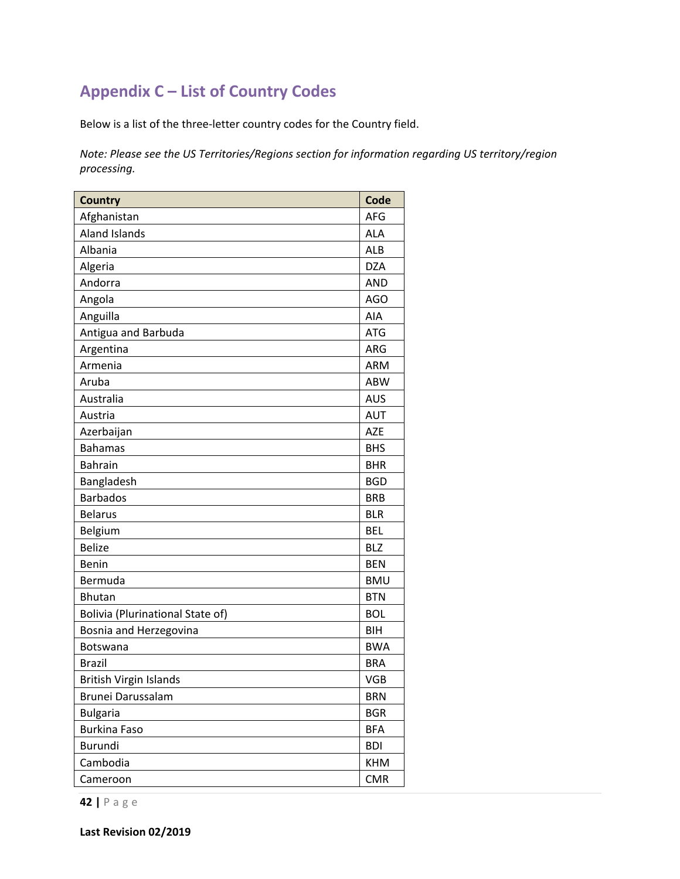## Appendix C – List of Country Codes

Below is a list of the three-letter country codes for the Country field.

*Note: Please see the US Territories/Regions section for information regarding US territory/region processing.*

| Country | Code |
|---|---|
| Afghanistan | AFG |
| Aland Islands | ALA |
| Albania | ALB |
| Algeria | DZA |
| Andorra | AND |
| Angola | AGO |
| Anguilla | AIA |
| Antigua and Barbuda | ATG |
| Argentina | ARG |
| Armenia | ARM |
| Aruba | ABW |
| Australia | AUS |
| Austria | AUT |
| Azerbaijan | AZE |
| Bahamas | BHS |
| Bahrain | BHR |
| Bangladesh | BGD |
| Barbados | BRB |
| Belarus | BLR |
| Belgium | BEL |
| Belize | BLZ |
| Benin | BEN |
| Bermuda | BMU |
| Bhutan | BTN |
| Bolivia (Plurinational State of) | BOL |
| Bosnia and Herzegovina | BIH |
| Botswana | BWA |
| Brazil | BRA |
| British Virgin Islands | VGB |
| Brunei Darussalam | BRN |
| Bulgaria | BGR |
| Burkina Faso | BFA |
| Burundi | BDI |
| Cambodia | KHM |
| Cameroon | CMR |

**Last Revision 02/2019**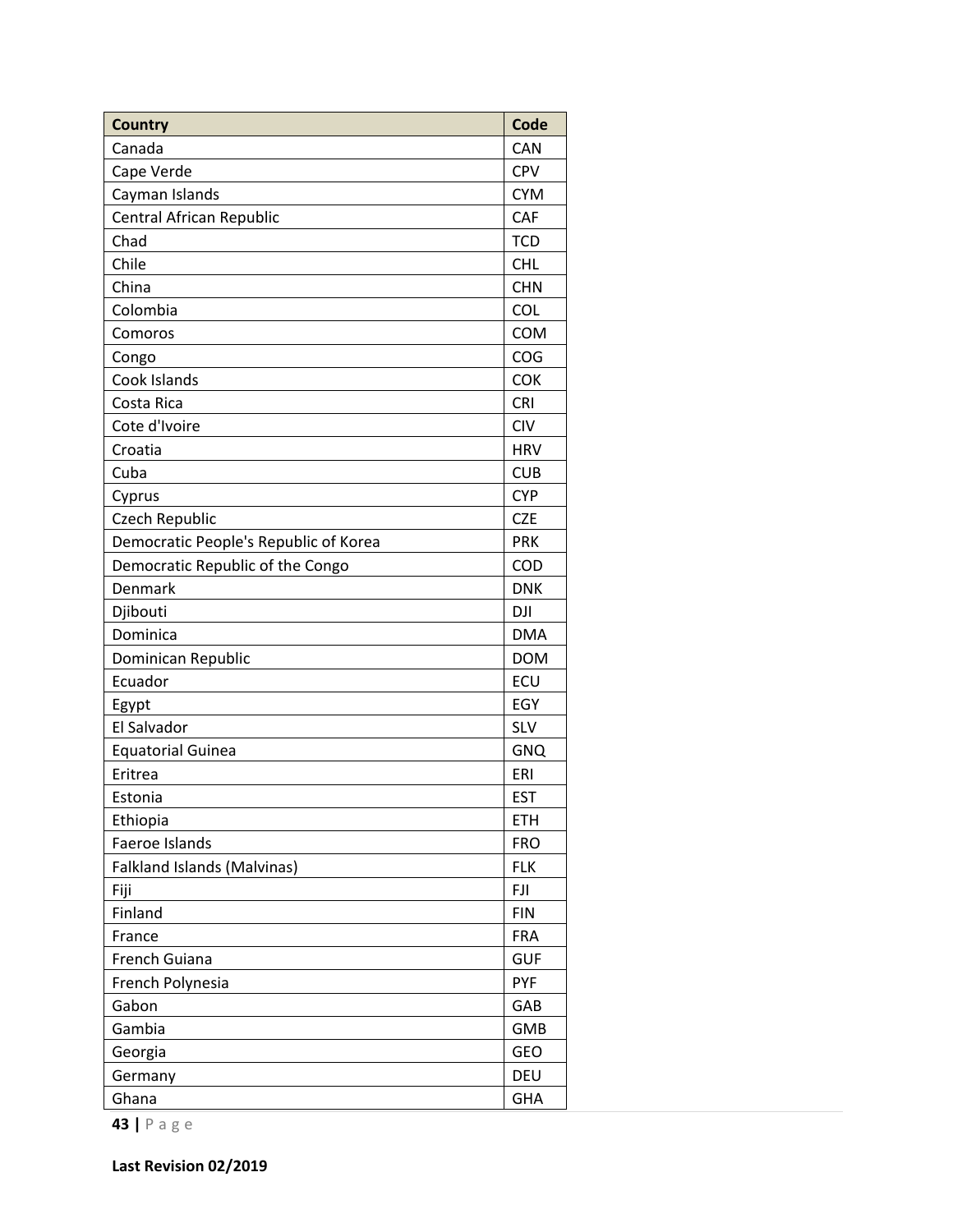| Country | Code |
| --- | --- |
| Canada | CAN |
| Cape Verde | CPV |
| Cayman Islands | CYM |
| Central African Republic | CAF |
| Chad | TCD |
| Chile | CHL |
| China | CHN |
| Colombia | COL |
| Comoros | COM |
| Congo | COG |
| Cook Islands | COK |
| Costa Rica | CRI |
| Cote d'Ivoire | CIV |
| Croatia | HRV |
| Cuba | CUB |
| Cyprus | CYP |
| Czech Republic | CZE |
| Democratic People's Republic of Korea | PRK |
| Democratic Republic of the Congo | COD |
| Denmark | DNK |
| Djibouti | DJI |
| Dominica | DMA |
| Dominican Republic | DOM |
| Ecuador | ECU |
| Egypt | EGY |
| El Salvador | SLV |
| Equatorial Guinea | GNQ |
| Eritrea | ERI |
| Estonia | EST |
| Ethiopia | ETH |
| Faeroe Islands | FRO |
| Falkland Islands (Malvinas) | FLK |
| Fiji | FJI |
| Finland | FIN |
| France | FRA |
| French Guiana | GUF |
| French Polynesia | PYF |
| Gabon | GAB |
| Gambia | GMB |
| Georgia | GEO |
| Germany | DEU |
| Ghana | GHA |

**Last Revision 02/2019**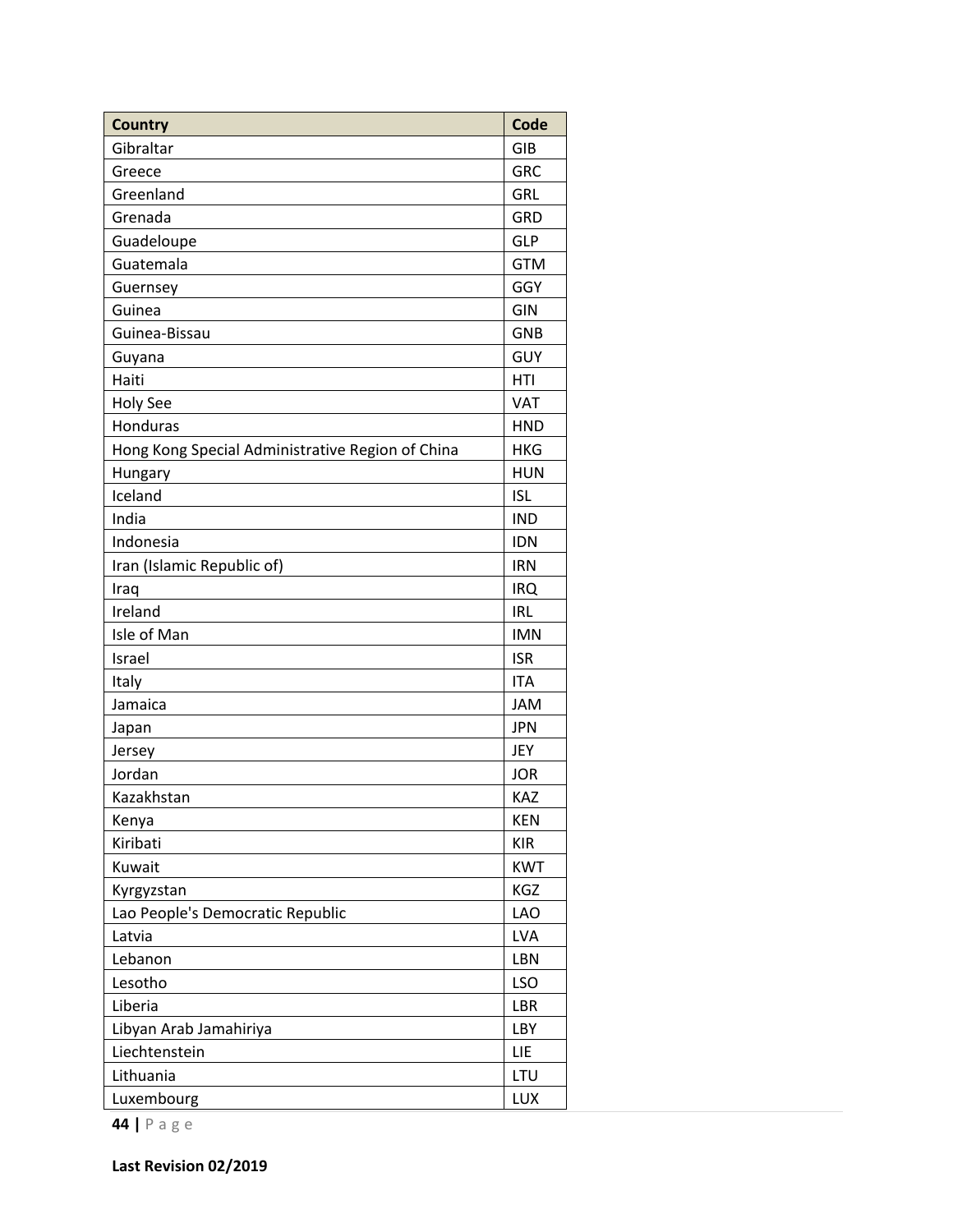| Country | Code |
| --- | --- |
| Gibraltar | GIB |
| Greece | GRC |
| Greenland | GRL |
| Grenada | GRD |
| Guadeloupe | GLP |
| Guatemala | GTM |
| Guernsey | GGY |
| Guinea | GIN |
| Guinea-Bissau | GNB |
| Guyana | GUY |
| Haiti | HTI |
| Holy See | VAT |
| Honduras | HND |
| Hong Kong Special Administrative Region of China | HKG |
| Hungary | HUN |
| Iceland | ISL |
| India | IND |
| Indonesia | IDN |
| Iran (Islamic Republic of) | IRN |
| Iraq | IRQ |
| Ireland | IRL |
| Isle of Man | IMN |
| Israel | ISR |
| Italy | ITA |
| Jamaica | JAM |
| Japan | JPN |
| Jersey | JEY |
| Jordan | JOR |
| Kazakhstan | KAZ |
| Kenya | KEN |
| Kiribati | KIR |
| Kuwait | KWT |
| Kyrgyzstan | KGZ |
| Lao People's Democratic Republic | LAO |
| Latvia | LVA |
| Lebanon | LBN |
| Lesotho | LSO |
| Liberia | LBR |
| Libyan Arab Jamahiriya | LBY |
| Liechtenstein | LIE |
| Lithuania | LTU |
| Luxembourg | LUX |

**Last Revision 02/2019**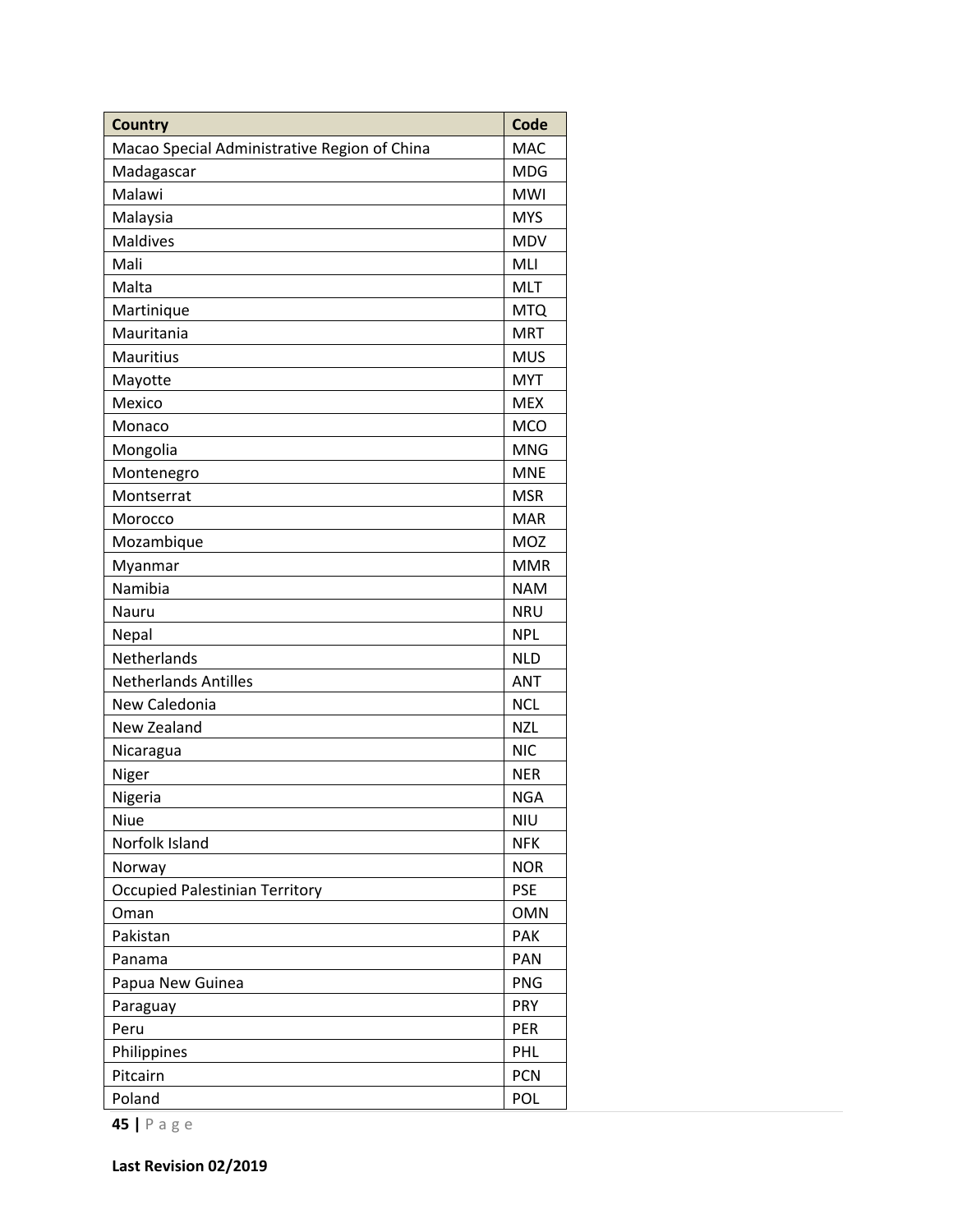| Country | Code |
| --- | --- |
| Macao Special Administrative Region of China | MAC |
| Madagascar | MDG |
| Malawi | MWI |
| Malaysia | MYS |
| Maldives | MDV |
| Mali | MLI |
| Malta | MLT |
| Martinique | MTQ |
| Mauritania | MRT |
| Mauritius | MUS |
| Mayotte | MYT |
| Mexico | MEX |
| Monaco | MCO |
| Mongolia | MNG |
| Montenegro | MNE |
| Montserrat | MSR |
| Morocco | MAR |
| Mozambique | MOZ |
| Myanmar | MMR |
| Namibia | NAM |
| Nauru | NRU |
| Nepal | NPL |
| Netherlands | NLD |
| Netherlands Antilles | ANT |
| New Caledonia | NCL |
| New Zealand | NZL |
| Nicaragua | NIC |
| Niger | NER |
| Nigeria | NGA |
| Niue | NIU |
| Norfolk Island | NFK |
| Norway | NOR |
| Occupied Palestinian Territory | PSE |
| Oman | OMN |
| Pakistan | PAK |
| Panama | PAN |
| Papua New Guinea | PNG |
| Paraguay | PRY |
| Peru | PER |
| Philippines | PHL |
| Pitcairn | PCN |
| Poland | POL |

**Last Revision 02/2019**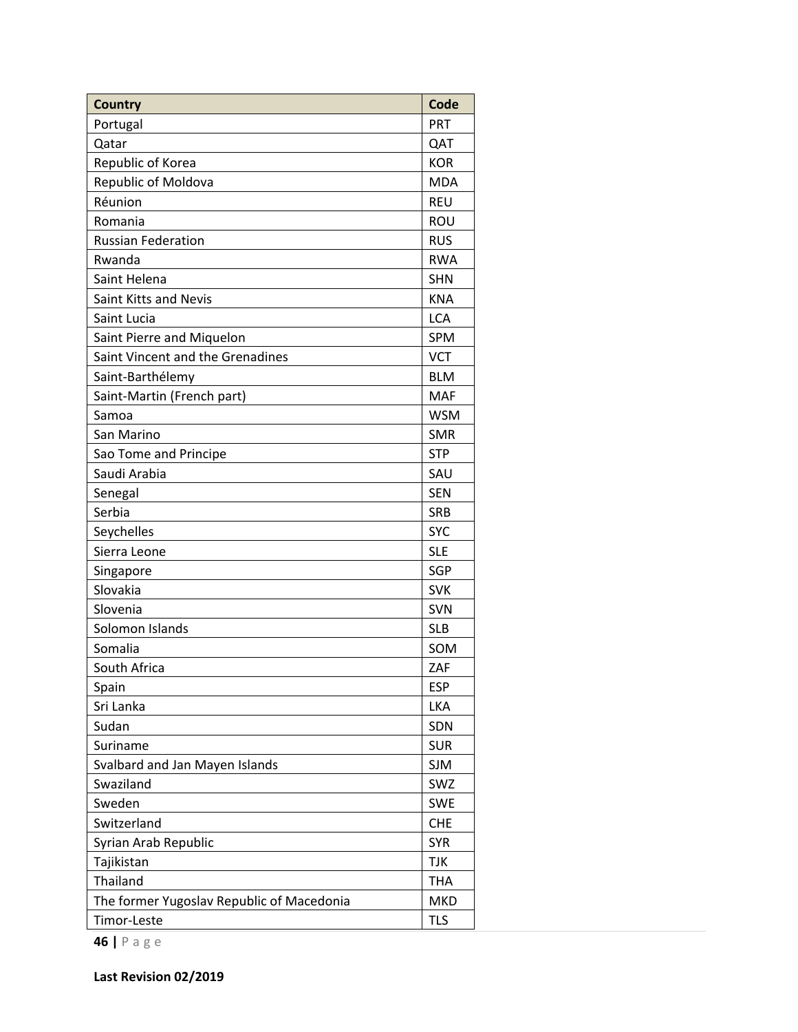| Country | Code |
| --- | --- |
| Portugal | PRT |
| Qatar | QAT |
| Republic of Korea | KOR |
| Republic of Moldova | MDA |
| Réunion | REU |
| Romania | ROU |
| Russian Federation | RUS |
| Rwanda | RWA |
| Saint Helena | SHN |
| Saint Kitts and Nevis | KNA |
| Saint Lucia | LCA |
| Saint Pierre and Miquelon | SPM |
| Saint Vincent and the Grenadines | VCT |
| Saint-Barthélemy | BLM |
| Saint-Martin (French part) | MAF |
| Samoa | WSM |
| San Marino | SMR |
| Sao Tome and Principe | STP |
| Saudi Arabia | SAU |
| Senegal | SEN |
| Serbia | SRB |
| Seychelles | SYC |
| Sierra Leone | SLE |
| Singapore | SGP |
| Slovakia | SVK |
| Slovenia | SVN |
| Solomon Islands | SLB |
| Somalia | SOM |
| South Africa | ZAF |
| Spain | ESP |
| Sri Lanka | LKA |
| Sudan | SDN |
| Suriname | SUR |
| Svalbard and Jan Mayen Islands | SJM |
| Swaziland | SWZ |
| Sweden | SWE |
| Switzerland | CHE |
| Syrian Arab Republic | SYR |
| Tajikistan | TJK |
| Thailand | THA |
| The former Yugoslav Republic of Macedonia | MKD |
| Timor-Leste | TLS |

**Last Revision 02/2019**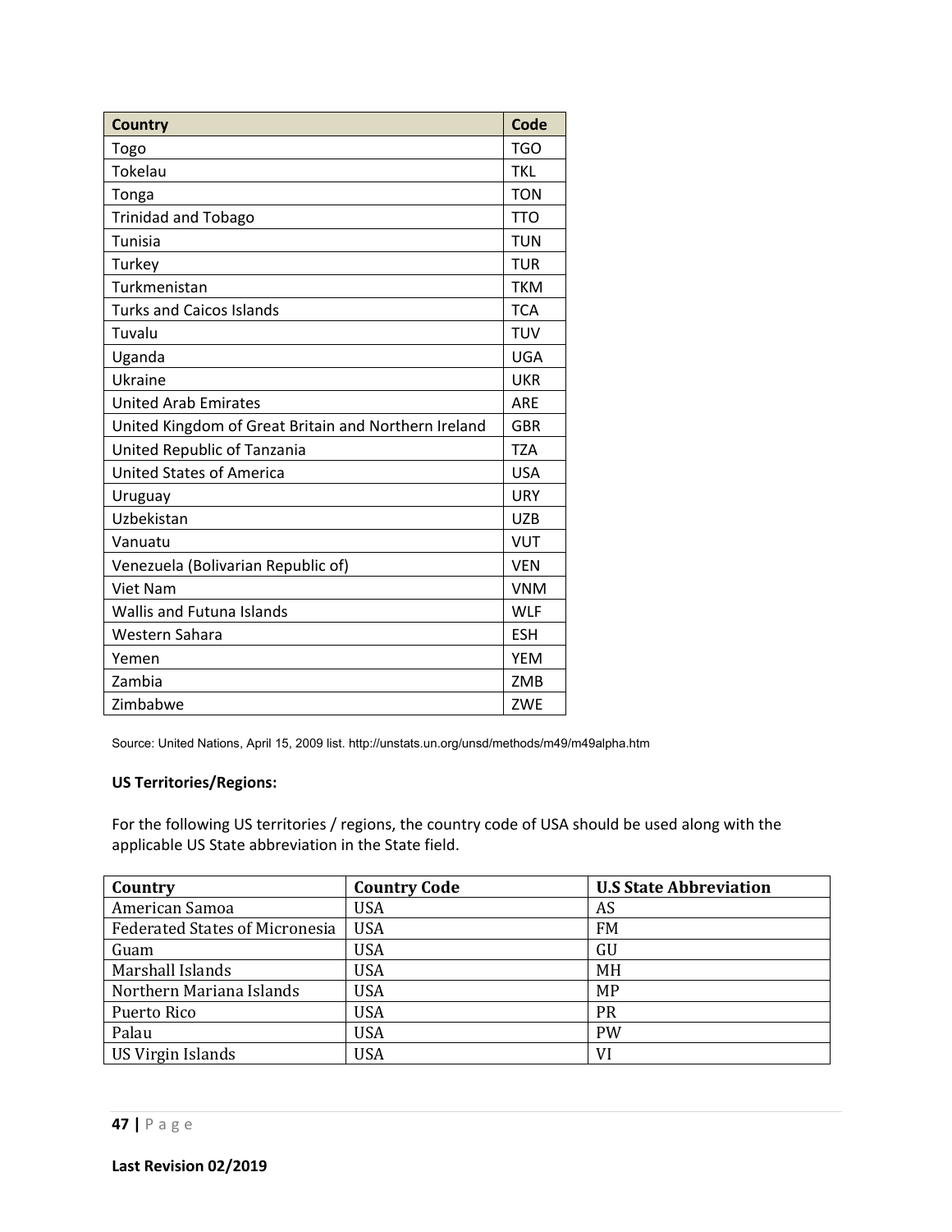| Country | Code |
| --- | --- |
| Togo | TGO |
| Tokelau | TKL |
| Tonga | TON |
| Trinidad and Tobago | TTO |
| Tunisia | TUN |
| Turkey | TUR |
| Turkmenistan | TKM |
| Turks and Caicos Islands | TCA |
| Tuvalu | TUV |
| Uganda | UGA |
| Ukraine | UKR |
| United Arab Emirates | ARE |
| United Kingdom of Great Britain and Northern Ireland | GBR |
| United Republic of Tanzania | TZA |
| United States of America | USA |
| Uruguay | URY |
| Uzbekistan | UZB |
| Vanuatu | VUT |
| Venezuela (Bolivarian Republic of) | VEN |
| Viet Nam | VNM |
| Wallis and Futuna Islands | WLF |
| Western Sahara | ESH |
| Yemen | YEM |
| Zambia | ZMB |
| Zimbabwe | ZWE |

Source: United Nations, April 15, 2009 list. http://unstats.un.org/unsd/methods/m49/m49alpha.htm

**US Territories/Regions:**

For the following US territories / regions, the country code of USA should be used along with the applicable US State abbreviation in the State field.

| Country | Country Code | U.S State Abbreviation |
| --- | --- | --- |
| American Samoa | USA | AS |
| Federated States of Micronesia | USA | FM |
| Guam | USA | GU |
| Marshall Islands | USA | MH |
| Northern Mariana Islands | USA | MP |
| Puerto Rico | USA | PR |
| Palau | USA | PW |
| US Virgin Islands | USA | VI |

**Last Revision 02/2019**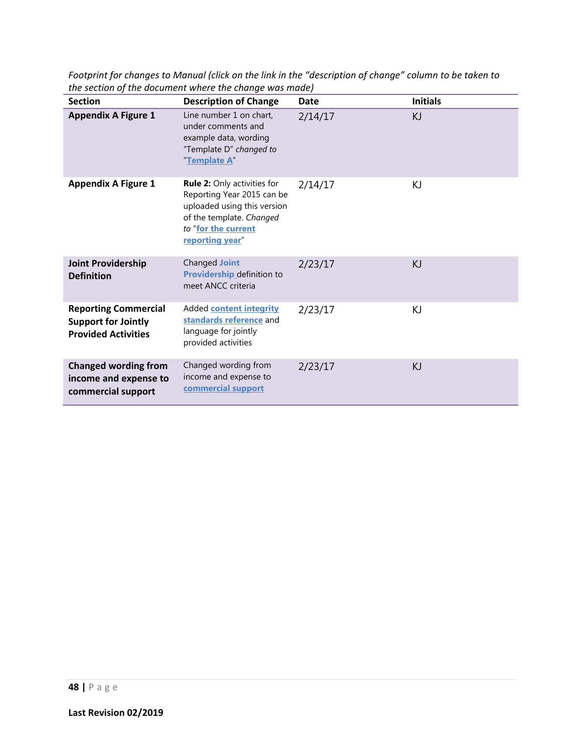*Footprint for changes to Manual (click on the link in the "description of change" column to be taken to the section of the document where the change was made)*

| Section | Description of Change | Date | Initials |
|---|---|---|---|
| **Appendix A Figure 1** | Line number 1 on chart, under comments and example data, wording "Template D" *changed to* "**Template A**" | 2/14/17 | KJ |
| **Appendix A Figure 1** | **Rule 2:** Only activities for Reporting Year 2015 can be uploaded using this version of the template. *Changed to* "**for the current reporting year**" | 2/14/17 | KJ |
| **Joint Providership Definition** | Changed **Joint Providership** definition to meet ANCC criteria | 2/23/17 | KJ |
| **Reporting Commercial Support for Jointly Provided Activities** | Added **content integrity standards reference** and language for jointly provided activities | 2/23/17 | KJ |
| **Changed wording from income and expense to commercial support** | Changed wording from income and expense to **commercial support** | 2/23/17 | KJ |

**Last Revision 02/2019**